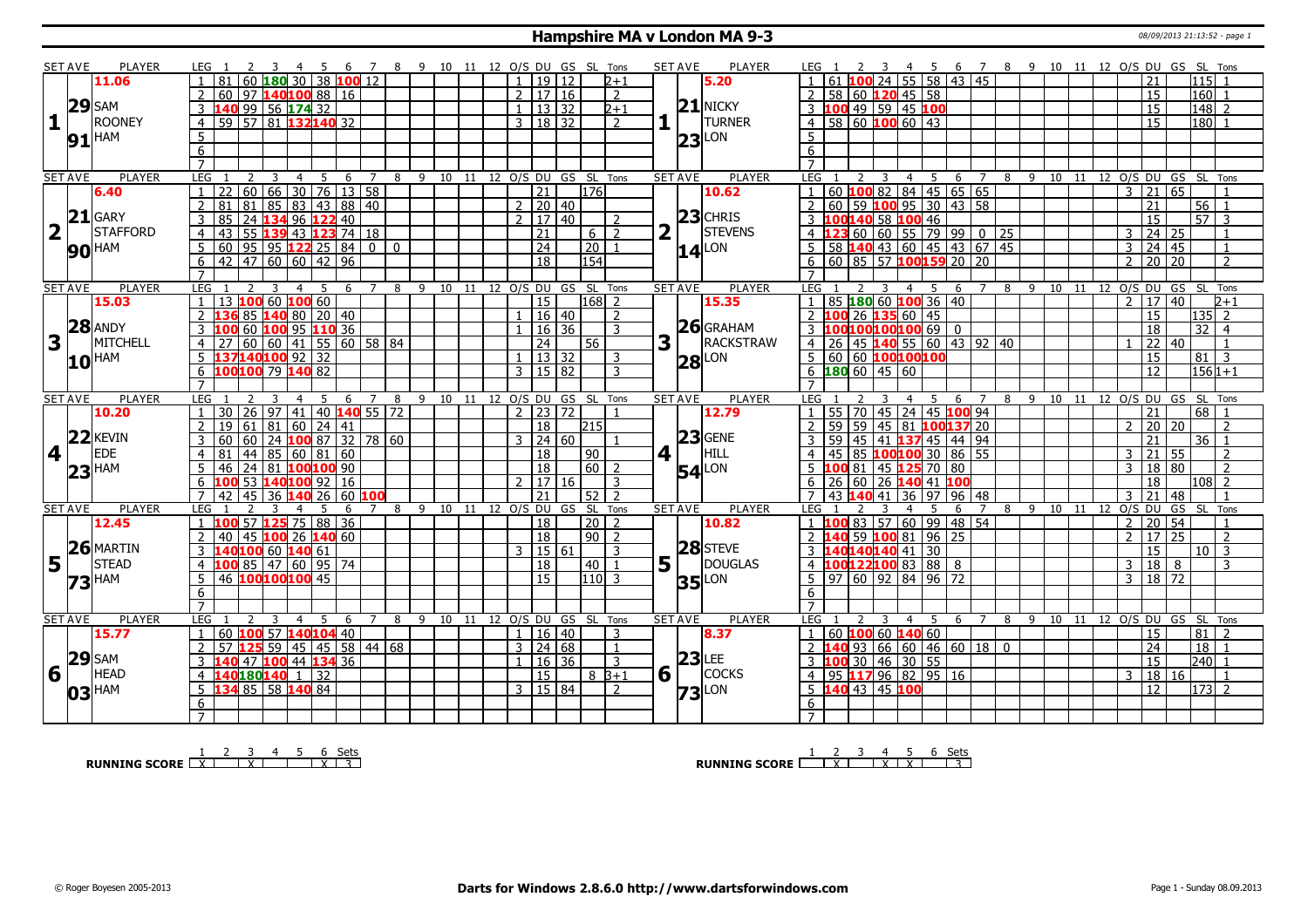# Hampshire MA v London MA 9-3

08/09/2013 21:13:52 - page 1

| SET AVE | PLAYER | LEG | 1 | 2 | 3 | 4 | 5 | 6 | 7 | 8 | 9 | 10 | 11 | 12 | O/S | DU | GS | SL | Tons | SET AVE | PLAYER | LEG | 1 | 2 | 3 | 4 | 5 | 6 | 7 | 8 | 9 | 10 | 11 | 12 | O/S | DU | GS | SL | Tons |
|---|---|---|---|---|---|---|---|---|---|---|---|---|---|---|---|---|---|---|---|---|---|---|---|---|---|---|---|---|---|---|---|---|---|---|---|---|---|---|---|
| 1 | 11.06 / 29 SAM ROONEY / 91 HAM | 1 | 81 | 60 | 180 | 30 | 38 | 100 | 12 | | | | | | 1 | 19 | 12 | | 2+1 | 1 | 5.20 / 21 NICKY TURNER / 23 LON | 1 | 61 | 100 | 24 | 55 | 58 | 43 | 45 | | | | | | | 21 | | 115 | 1 |
| | | 2 | 60 | 97 | 140 | 100 | 88 | 16 | | | | | | | 2 | 17 | 16 | | 2 | | | 2 | 58 | 60 | 120 | 45 | 58 | | | | | | | | | 15 | | 160 | 1 |
| | | 3 | 140 | 99 | 56 | 174 | 32 | | | | | | | | 1 | 13 | 32 | | 2+1 | | | 3 | 100 | 49 | 59 | 45 | 100 | | | | | | | | | 15 | | 148 | 2 |
| | | 4 | 59 | 57 | 81 | 132 | 140 | 32 | | | | | | | 3 | 18 | 32 | | 2 | | | 4 | 58 | 60 | 100 | 60 | 43 | | | | | | | | | 15 | | 180 | 1 |
| | | 5 | | | | | | | | | | | | | | | | | | | | 5 | | | | | | | | | | | | | | | | | |
| | | 6 | | | | | | | | | | | | | | | | | | | | 6 | | | | | | | | | | | | | | | | | |
| | | 7 | | | | | | | | | | | | | | | | | | | | 7 | | | | | | | | | | | | | | | | | |
| 2 | 6.40 / 21 GARY STAFFORD / 90 HAM | 1 | 22 | 60 | 66 | 30 | 76 | 13 | 58 | | | | | | | 21 | | 176 | | 2 | 10.62 / 23 CHRIS STEVENS / 14 LON | 1 | 60 | 100 | 82 | 84 | 45 | 65 | 65 | | | | | | 3 | 21 | 65 | | 1 |
| | | 2 | 81 | 81 | 85 | 83 | 43 | 88 | 40 | | | | | | 2 | 20 | 40 | | | | | 2 | 60 | 59 | 100 | 95 | 30 | 43 | 58 | | | | | | | 21 | | 56 | 1 |
| | | 3 | 85 | 24 | 134 | 96 | 122 | 40 | | | | | | | 2 | 17 | 40 | | 2 | | | 3 | 100 | 140 | 58 | 100 | 46 | | | | | | | | | 15 | | 57 | 3 |
| | | 4 | 43 | 55 | 139 | 43 | 123 | 74 | 18 | | | | | | | 21 | | 6 | 2 | | | 4 | 123 | 60 | 60 | 55 | 79 | 99 | 0 | 25 | | | | | 3 | 24 | 25 | | 1 |
| | | 5 | 60 | 95 | 95 | 122 | 25 | 84 | 0 | 0 | | | | | | 24 | | 20 | 1 | | | 5 | 58 | 140 | 43 | 60 | 45 | 43 | 67 | 45 | | | | | 3 | 24 | 45 | | 1 |
| | | 6 | 42 | 47 | 60 | 60 | 42 | 96 | | | | | | | | 18 | | 154 | | | | 6 | 60 | 85 | 57 | 100 | 159 | 20 | 20 | | | | | | 2 | 20 | 20 | | 2 |
| | | 7 | | | | | | | | | | | | | | | | | | | | 7 | | | | | | | | | | | | | | | | | |
| 3 | 15.03 / 28 ANDY MITCHELL / 10 HAM | 1 | 13 | 100 | 60 | 100 | 60 | | | | | | | | | 15 | | 168 | 2 | 3 | 15.35 / 26 GRAHAM RACKSTRAW / 28 LON | 1 | 85 | 180 | 60 | 100 | 36 | 40 | | | | | | | 2 | 17 | 40 | | 2+1 |
| | | 2 | 136 | 85 | 140 | 80 | 20 | 40 | | | | | | | 1 | 16 | 40 | | 2 | | | 2 | 100 | 26 | 135 | 60 | 45 | | | | | | | | | 15 | | 135 | 2 |
| | | 3 | 100 | 60 | 100 | 95 | 110 | 36 | | | | | | | 1 | 16 | 36 | | 3 | | | 3 | 100 | 100 | 100 | 100 | 69 | 0 | | | | | | | | 18 | | 32 | 4 |
| | | 4 | 27 | 60 | 60 | 41 | 55 | 60 | 58 | 84 | | | | | | 24 | | 56 | | | | 4 | 26 | 45 | 140 | 55 | 60 | 43 | 92 | 40 | | | | | 1 | 22 | 40 | | 1 |
| | | 5 | 137 | 140 | 100 | 92 | 32 | | | | | | | | 1 | 13 | 32 | | 3 | | | 5 | 60 | 60 | 100 | 100 | 100 | | | | | | | | | 15 | | 81 | 3 |
| | | 6 | 100 | 100 | 79 | 140 | 82 | | | | | | | | 3 | 15 | 82 | | 3 | | | 6 | 180 | 60 | 45 | 60 | | | | | | | | | | 12 | | 156 | 1+1 |
| | | 7 | | | | | | | | | | | | | | | | | | | | 7 | | | | | | | | | | | | | | | | | |
| 4 | 10.20 / 22 KEVIN EDE / 23 HAM | 1 | 30 | 26 | 97 | 41 | 40 | 140 | 55 | 72 | | | | | 2 | 23 | 72 | | 1 | 4 | 12.79 / 23 GENE HILL / 54 LON | 1 | 55 | 70 | 45 | 24 | 45 | 100 | 94 | | | | | | | 21 | | 68 | 1 |
| | | 2 | 19 | 61 | 81 | 60 | 24 | 41 | | | | | | | | 18 | | 215 | | | | 2 | 59 | 59 | 45 | 81 | 100 | 137 | 20 | | | | | | 2 | 20 | 20 | | 2 |
| | | 3 | 60 | 60 | 24 | 100 | 87 | 32 | 78 | 60 | | | | | 3 | 24 | 60 | | 1 | | | 3 | 59 | 45 | 41 | 137 | 45 | 44 | 94 | | | | | | | 21 | | 36 | 1 |
| | | 4 | 81 | 44 | 85 | 60 | 81 | 60 | | | | | | | | 18 | | 90 | | | | 4 | 45 | 85 | 100 | 100 | 30 | 86 | 55 | | | | | | 3 | 21 | 55 | | 2 |
| | | 5 | 46 | 24 | 81 | 100 | 100 | 90 | | | | | | | | 18 | | 60 | 2 | | | 5 | 100 | 81 | 45 | 125 | 70 | 80 | | | | | | | 3 | 18 | 80 | | 2 |
| | | 6 | 100 | 53 | 140 | 100 | 92 | 16 | | | | | | | 2 | 17 | 16 | | 3 | | | 6 | 26 | 60 | 26 | 140 | 41 | 100 | | | | | | | | 18 | | 108 | 2 |
| | | 7 | 42 | 45 | 36 | 140 | 26 | 60 | 100 | | | | | | | 21 | | 52 | 2 | | | 7 | 43 | 140 | 41 | 36 | 97 | 96 | 48 | | | | | | 3 | 21 | 48 | | 1 |
| 5 | 12.45 / 26 MARTIN STEAD / 73 HAM | 1 | 100 | 57 | 125 | 75 | 88 | 36 | | | | | | | | 18 | | 20 | 2 | 5 | 10.82 / 28 STEVE DOUGLAS / 35 LON | 1 | 100 | 83 | 57 | 60 | 99 | 48 | 54 | | | | | | 2 | 20 | 54 | | 1 |
| | | 2 | 40 | 45 | 100 | 26 | 140 | 60 | | | | | | | | 18 | | 90 | 2 | | | 2 | 140 | 59 | 100 | 81 | 96 | 25 | | | | | | | 2 | 17 | 25 | | 2 |
| | | 3 | 140 | 100 | 60 | 140 | 61 | | | | | | | | 3 | 15 | 61 | | 3 | | | 3 | 140 | 140 | 140 | 41 | 30 | | | | | | | | | 15 | | 10 | 3 |
| | | 4 | 100 | 85 | 47 | 60 | 95 | 74 | | | | | | | | 18 | | 40 | 1 | | | 4 | 100 | 122 | 100 | 83 | 88 | 8 | | | | | | | 3 | 18 | 8 | | 3 |
| | | 5 | 46 | 100 | 100 | 100 | 45 | | | | | | | | | 15 | | 110 | 3 | | | 5 | 97 | 60 | 92 | 84 | 96 | 72 | | | | | | | 3 | 18 | 72 | | |
| | | 6 | | | | | | | | | | | | | | | | | | | | 6 | | | | | | | | | | | | | | | | | |
| | | 7 | | | | | | | | | | | | | | | | | | | | 7 | | | | | | | | | | | | | | | | | |
| 6 | 15.77 / 29 SAM HEAD / 03 HAM | 1 | 60 | 100 | 57 | 140 | 104 | 40 | | | | | | | 1 | 16 | 40 | | 3 | 6 | 8.37 / 23 LEE COCKS / 73 LON | 1 | 60 | 100 | 60 | 140 | 60 | | | | | | | | | 15 | | 81 | 2 |
| | | 2 | 57 | 125 | 59 | 45 | 45 | 58 | 44 | 68 | | | | | 3 | 24 | 68 | | 1 | | | 2 | 140 | 93 | 66 | 60 | 46 | 60 | 18 | 0 | | | | | | 24 | | 18 | 1 |
| | | 3 | 140 | 47 | 100 | 44 | 134 | 36 | | | | | | | 1 | 16 | 36 | | 3 | | | 3 | 100 | 30 | 46 | 30 | 55 | | | | | | | | | 15 | | 240 | 1 |
| | | 4 | 140 | 180 | 140 | 1 | 32 | | | | | | | | | 15 | | 8 | 3+1 | | | 4 | 95 | 117 | 96 | 82 | 95 | 16 | | | | | | | 3 | 18 | 16 | | 1 |
| | | 5 | 134 | 85 | 58 | 140 | 84 | | | | | | | | 3 | 15 | 84 | | 2 | | | 5 | 140 | 43 | 45 | 100 | | | | | | | | | | 12 | | 173 | 2 |
| | | 6 | | | | | | | | | | | | | | | | | | | | 6 | | | | | | | | | | | | | | | | | |
| | | 7 | | | | | | | | | | | | | | | | | | | | 7 | | | | | | | | | | | | | | | | | |

**RUNNING SCORE** (Hampshire)

| 1 | 2 | 3 | 4 | 5 | 6 | Sets |
|---|---|---|---|---|---|---|
| X | | X | | | X | 3 |

**RUNNING SCORE** (London)

| 1 | 2 | 3 | 4 | 5 | 6 | Sets |
|---|---|---|---|---|---|---|
| | X | | X | X | | 3 |

© Roger Boyesen 2005-2013 — Darts for Windows 2.8.6.0 http://www.dartsforwindows.com — Page 1 - Sunday 08.09.2013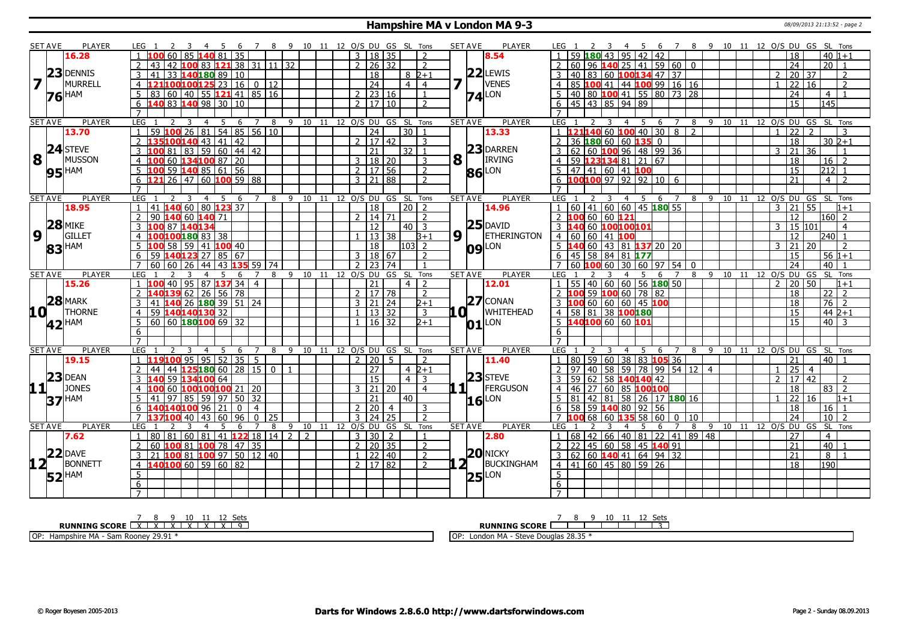# Hampshire MA v London MA 9-3

08/09/2013 21:13:52 - page 2

| SET AVE | PLAYER | LEG | 1 | 2 | 3 | 4 | 5 | 6 | 7 | 8 | 9 | 10 | 11 | 12 | O/S | DU | GS | SL | Tons | SET AVE | PLAYER | LEG | 1 | 2 | 3 | 4 | 5 | 6 | 7 | 8 | 9 | 10 | 11 | 12 | O/S | DU | GS | SL | Tons |
|---|---|---|---|---|---|---|---|---|---|---|---|---|---|---|---|---|---|---|---|---|---|---|---|---|---|---|---|---|---|---|---|---|---|---|---|---|---|---|---|
| 16.28 | | 1 | 100 | 60 | 85 | 140 | 81 | 35 | | | | | | | 3 | 18 | 35 | | 2 | 8.54 | | 1 | 59 | 180 | 43 | 95 | 42 | 42 | | | | | | | | 18 | | 40 | 1+1 |
| 23 | DENNIS | 2 | 43 | 42 | 100 | 83 | 121 | 38 | 31 | 11 | 32 | | | | 2 | 26 | 32 | | 2 | 22 | LEWIS | 2 | 60 | 96 | 140 | 25 | 41 | 59 | 60 | 0 | | | | | | 24 | | 20 | 1 |
| 7 | MURRELL | 3 | 41 | 33 | 140 | 180 | 89 | 10 | | | | | | | | 18 | | 8 | 2+1 | 7 | VENES | 3 | 40 | 83 | 60 | 100 | 134 | 47 | 37 | | | | | | 2 | 20 | 37 | | 2 |
| 76 | HAM | 4 | 121 | 100 | 100 | 125 | 23 | 16 | 0 | 12 | | | | | | 24 | | 4 | 4 | 74 | LON | 4 | 85 | 100 | 41 | 44 | 100 | 99 | 16 | 16 | | | | | 1 | 22 | 16 | | 2 |
| | | 5 | 83 | 60 | 40 | 55 | 121 | 41 | 85 | 16 | | | | | 2 | 23 | 16 | | 1 | | | 5 | 40 | 80 | 100 | 41 | 55 | 80 | 73 | 28 | | | | | | 24 | | 4 | 1 |
| | | 6 | 140 | 83 | 140 | 98 | 30 | 10 | | | | | | | 2 | 17 | 10 | | 2 | | | 6 | 45 | 43 | 85 | 94 | 89 | | | | | | | | | 15 | | 145 | |
| | | 7 | | | | | | | | | | | | | | | | | | | | 7 | | | | | | | | | | | | | | | | | |
| SET AVE | PLAYER | LEG | 1 | 2 | 3 | 4 | 5 | 6 | 7 | 8 | 9 | 10 | 11 | 12 | O/S | DU | GS | SL | Tons | SET AVE | PLAYER | LEG | 1 | 2 | 3 | 4 | 5 | 6 | 7 | 8 | 9 | 10 | 11 | 12 | O/S | DU | GS | SL | Tons |
| 13.70 | | 1 | 59 | 100 | 26 | 81 | 54 | 85 | 56 | 10 | | | | | | 24 | | 30 | 1 | 13.33 | | 1 | 121 | 140 | 60 | 100 | 40 | 30 | 8 | 2 | | | | | 1 | 22 | 2 | | 3 |
| 24 | STEVE | 2 | 135 | 100 | 140 | 43 | 41 | 42 | | | | | | | 2 | 17 | 42 | | 3 | 23 | DARREN | 2 | 36 | 180 | 60 | 60 | 135 | 0 | | | | | | | | 18 | | 30 | 2+1 |
| 8 | MUSSON | 3 | 100 | 81 | 83 | 59 | 60 | 44 | 42 | | | | | | | 21 | | 32 | 1 | 8 | IRVING | 3 | 62 | 60 | 100 | 96 | 48 | 99 | 36 | | | | | | 3 | 21 | 36 | | 1 |
| 95 | HAM | 4 | 100 | 60 | 134 | 100 | 87 | 20 | | | | | | | 3 | 18 | 20 | | 3 | 86 | LON | 4 | 59 | 123 | 134 | 81 | 21 | 67 | | | | | | | | 18 | | 16 | 2 |
| | | 5 | 100 | 59 | 140 | 85 | 61 | 56 | | | | | | | 2 | 17 | 56 | | 2 | | | 5 | 47 | 41 | 60 | 41 | 100 | | | | | | | | | 15 | | 212 | 1 |
| | | 6 | 121 | 26 | 47 | 60 | 100 | 59 | 88 | | | | | | 3 | 21 | 88 | | 2 | | | 6 | 100 | 100 | 97 | 92 | 92 | 10 | 6 | | | | | | | 21 | | 4 | 2 |
| | | 7 | | | | | | | | | | | | | | | | | | | | 7 | | | | | | | | | | | | | | | | | |
| SET AVE | PLAYER | LEG | 1 | 2 | 3 | 4 | 5 | 6 | 7 | 8 | 9 | 10 | 11 | 12 | O/S | DU | GS | SL | Tons | SET AVE | PLAYER | LEG | 1 | 2 | 3 | 4 | 5 | 6 | 7 | 8 | 9 | 10 | 11 | 12 | O/S | DU | GS | SL | Tons |
| 18.95 | | 1 | 41 | 140 | 60 | 80 | 123 | 37 | | | | | | | | 18 | | 20 | 2 | 14.96 | | 1 | 60 | 41 | 60 | 60 | 45 | 180 | 55 | | | | | | 3 | 21 | 55 | | 1+1 |
| 28 | MIKE | 2 | 90 | 140 | 60 | 140 | 71 | | | | | | | | 2 | 14 | 71 | | 2 | 25 | DAVID | 2 | 100 | 60 | 60 | 121 | | | | | | | | | | 12 | | 160 | 2 |
| 9 | GILLET | 3 | 100 | 87 | 140 | 134 | | | | | | | | | | 12 | | 40 | 3 | 9 | ETHERINGTON | 3 | 140 | 60 | 100 | 100 | 101 | | | | | | | | 3 | 15 | 101 | | 4 |
| 83 | HAM | 4 | 100 | 100 | 180 | 83 | 38 | | | | | | | | 1 | 13 | 38 | | 3+1 | 09 | LON | 4 | 60 | 60 | 41 | 100 | | | | | | | | | | 12 | | 240 | 1 |
| | | 5 | 100 | 58 | 59 | 41 | 100 | 40 | | | | | | | | 18 | | 103 | 2 | | | 5 | 140 | 60 | 43 | 81 | 137 | 20 | 20 | | | | | | 3 | 21 | 20 | | 2 |
| | | 6 | 59 | 140 | 123 | 27 | 85 | 67 | | | | | | | 3 | 18 | 67 | | 2 | | | 6 | 45 | 58 | 84 | 81 | 177 | | | | | | | | | 15 | | 56 | 1+1 |
| | | 7 | 60 | 60 | 26 | 44 | 43 | 135 | 59 | 74 | | | | | 2 | 23 | 74 | | 1 | | | 7 | 60 | 100 | 60 | 30 | 60 | 97 | 54 | 0 | | | | | | 24 | | 40 | 1 |
| SET AVE | PLAYER | LEG | 1 | 2 | 3 | 4 | 5 | 6 | 7 | 8 | 9 | 10 | 11 | 12 | O/S | DU | GS | SL | Tons | SET AVE | PLAYER | LEG | 1 | 2 | 3 | 4 | 5 | 6 | 7 | 8 | 9 | 10 | 11 | 12 | O/S | DU | GS | SL | Tons |
| 15.26 | | 1 | 100 | 40 | 95 | 87 | 137 | 34 | 4 | | | | | | | 21 | | 4 | 2 | 12.01 | | 1 | 55 | 40 | 60 | 60 | 56 | 180 | 50 | | | | | | 2 | 20 | 50 | | 1+1 |
| 28 | MARK | 2 | 140 | 139 | 62 | 26 | 56 | 78 | | | | | | | 2 | 17 | 78 | | 2 | 27 | CONAN | 2 | 100 | 59 | 100 | 60 | 78 | 82 | | | | | | | | 18 | | 22 | 2 |
| 10 | THORNE | 3 | 41 | 140 | 26 | 180 | 39 | 51 | 24 | | | | | | 3 | 21 | 24 | | 2+1 | 10 | WHITEHEAD | 3 | 100 | 60 | 60 | 60 | 45 | 100 | | | | | | | | 18 | | 76 | 2 |
| 42 | HAM | 4 | 59 | 140 | 140 | 130 | 32 | | | | | | | | 1 | 13 | 32 | | 3 | 01 | LON | 4 | 58 | 81 | 38 | 100 | 180 | | | | | | | | | 15 | | 44 | 2+1 |
| | | 5 | 60 | 60 | 180 | 100 | 69 | 32 | | | | | | | 1 | 16 | 32 | | 2+1 | | | 5 | 140 | 100 | 60 | 60 | 101 | | | | | | | | | 15 | | 40 | 3 |
| | | 6 | | | | | | | | | | | | | | | | | | | | 6 | | | | | | | | | | | | | | | | | |
| | | 7 | | | | | | | | | | | | | | | | | | | | 7 | | | | | | | | | | | | | | | | | |
| SET AVE | PLAYER | LEG | 1 | 2 | 3 | 4 | 5 | 6 | 7 | 8 | 9 | 10 | 11 | 12 | O/S | DU | GS | SL | Tons | SET AVE | PLAYER | LEG | 1 | 2 | 3 | 4 | 5 | 6 | 7 | 8 | 9 | 10 | 11 | 12 | O/S | DU | GS | SL | Tons |
| 19.15 | | 1 | 119 | 100 | 95 | 95 | 52 | 35 | 5 | | | | | | 2 | 20 | 5 | | 2 | 11.40 | | 1 | 80 | 59 | 60 | 38 | 83 | 105 | 36 | | | | | | | 21 | | 40 | 1 |
| 23 | DEAN | 2 | 44 | 44 | 125 | 180 | 60 | 28 | 15 | 0 | 1 | | | | | 27 | | 4 | 2+1 | 23 | STEVE | 2 | 97 | 40 | 58 | 59 | 78 | 99 | 54 | 12 | 4 | | | | 1 | 25 | 4 | | |
| 11 | JONES | 3 | 140 | 59 | 134 | 100 | 64 | | | | | | | | | 15 | | 4 | 3 | 11 | FERGUSON | 3 | 59 | 62 | 58 | 140 | 140 | 42 | | | | | | | 2 | 17 | 42 | | 2 |
| 37 | HAM | 4 | 100 | 60 | 100 | 100 | 100 | 21 | 20 | | | | | | 3 | 21 | 20 | | 4 | 16 | LON | 4 | 46 | 27 | 60 | 85 | 100 | 100 | | | | | | | | 18 | | 83 | 2 |
| | | 5 | 41 | 97 | 85 | 59 | 97 | 50 | 32 | | | | | | | 21 | | 40 | | | | 5 | 81 | 42 | 81 | 58 | 26 | 17 | 180 | 16 | | | | | 1 | 22 | 16 | | 1+1 |
| | | 6 | 140 | 140 | 100 | 96 | 21 | 0 | 4 | | | | | | 2 | 20 | 4 | | 3 | | | 6 | 58 | 59 | 140 | 80 | 92 | 56 | | | | | | | | 18 | | 16 | 1 |
| | | 7 | 137 | 100 | 40 | 43 | 60 | 96 | 0 | 25 | | | | | 3 | 24 | 25 | | 2 | | | 7 | 100 | 68 | 60 | 135 | 58 | 60 | 0 | 10 | | | | | | 24 | | 10 | 2 |
| SET AVE | PLAYER | LEG | 1 | 2 | 3 | 4 | 5 | 6 | 7 | 8 | 9 | 10 | 11 | 12 | O/S | DU | GS | SL | Tons | SET AVE | PLAYER | LEG | 1 | 2 | 3 | 4 | 5 | 6 | 7 | 8 | 9 | 10 | 11 | 12 | O/S | DU | GS | SL | Tons |
| 7.62 | | 1 | 80 | 81 | 60 | 81 | 41 | 122 | 18 | 14 | 2 | 2 | | | 3 | 30 | 2 | | 1 | 2.80 | | 1 | 68 | 42 | 66 | 40 | 81 | 22 | 41 | 89 | 48 | | | | | 27 | | 4 | |
| 22 | DAVE | 2 | 60 | 100 | 81 | 100 | 78 | 47 | 35 | | | | | | 2 | 20 | 35 | | 2 | 20 | NICKY | 2 | 22 | 45 | 60 | 58 | 45 | 140 | 91 | | | | | | | 21 | | 40 | 1 |
| 12 | BONNETT | 3 | 21 | 100 | 81 | 100 | 97 | 50 | 12 | 40 | | | | | 1 | 22 | 40 | | 2 | 12 | BUCKINGHAM | 3 | 62 | 60 | 140 | 41 | 64 | 94 | 32 | | | | | | | 21 | | 8 | 1 |
| 52 | HAM | 4 | 140 | 100 | 60 | 59 | 60 | 82 | | | | | | | 2 | 17 | 82 | | 2 | 25 | LON | 4 | 41 | 60 | 45 | 80 | 59 | 26 | | | | | | | | 18 | | 190 | |
| | | 5 | | | | | | | | | | | | | | | | | | | | 5 | | | | | | | | | | | | | | | | | |
| | | 6 | | | | | | | | | | | | | | | | | | | | 6 | | | | | | | | | | | | | | | | | |
| | | 7 | | | | | | | | | | | | | | | | | | | | 7 | | | | | | | | | | | | | | | | | |

| RUNNING SCORE | 7 | 8 | 9 | 10 | 11 | 12 | Sets |
|---|---|---|---|---|---|---|---|
| Hampshire MA | X | X | X | X | X | X | 9 |
| London MA | | | | | | | 3 |

OP: Hampshire MA - Sam Rooney 29.91 *

OP: London MA - Steve Douglas 28.35 *

© Roger Boyesen 2005-2013

Darts for Windows 2.8.6.0 http://www.dartsforwindows.com

Page 2 - Sunday 08.09.2013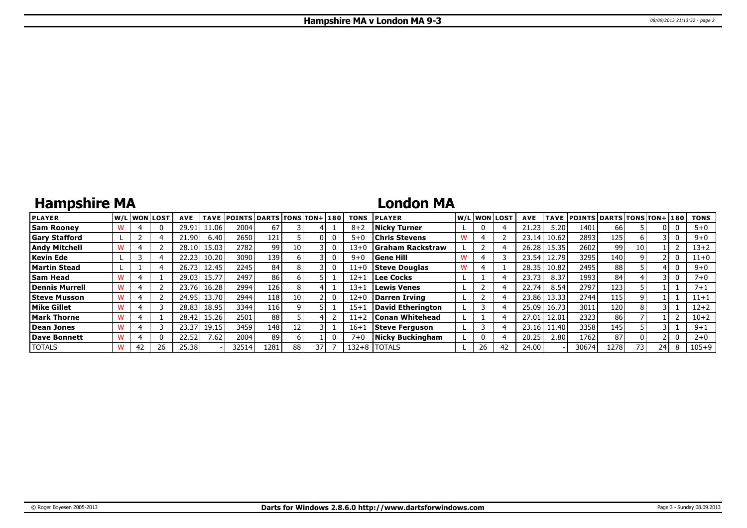# Hampshire MA v London MA 9-3

## Hampshire MA

| PLAYER | W/L | WON | LOST | AVE | TAVE | POINTS | DARTS | TONS | TON+ | 180 | TONS |
|---|---|---|---|---|---|---|---|---|---|---|---|
| Sam Rooney | W | 4 | 0 | 29.91 | 11.06 | 2004 | 67 | 3 | 4 | 1 | 8+2 |
| Gary Stafford | L | 2 | 4 | 21.90 | 6.40 | 2650 | 121 | 5 | 0 | 0 | 5+0 |
| Andy Mitchell | W | 4 | 2 | 28.10 | 15.03 | 2782 | 99 | 10 | 3 | 0 | 13+0 |
| Kevin Ede | L | 3 | 4 | 22.23 | 10.20 | 3090 | 139 | 6 | 3 | 0 | 9+0 |
| Martin Stead | L | 1 | 4 | 26.73 | 12.45 | 2245 | 84 | 8 | 3 | 0 | 11+0 |
| Sam Head | W | 4 | 1 | 29.03 | 15.77 | 2497 | 86 | 6 | 5 | 1 | 12+1 |
| Dennis Murrell | W | 4 | 2 | 23.76 | 16.28 | 2994 | 126 | 8 | 4 | 1 | 13+1 |
| Steve Musson | W | 4 | 2 | 24.95 | 13.70 | 2944 | 118 | 10 | 2 | 0 | 12+0 |
| Mike Gillet | W | 4 | 3 | 28.83 | 18.95 | 3344 | 116 | 9 | 5 | 1 | 15+1 |
| Mark Thorne | W | 4 | 1 | 28.42 | 15.26 | 2501 | 88 | 5 | 4 | 2 | 11+2 |
| Dean Jones | W | 4 | 3 | 23.37 | 19.15 | 3459 | 148 | 12 | 3 | 1 | 16+1 |
| Dave Bonnett | W | 4 | 0 | 22.52 | 7.62 | 2004 | 89 | 6 | 1 | 0 | 7+0 |
| TOTALS | W | 42 | 26 | 25.38 | - | 32514 | 1281 | 88 | 37 | 7 | 132+8 |

## London MA

| PLAYER | W/L | WON | LOST | AVE | TAVE | POINTS | DARTS | TONS | TON+ | 180 | TONS |
|---|---|---|---|---|---|---|---|---|---|---|---|
| Nicky Turner | L | 0 | 4 | 21.23 | 5.20 | 1401 | 66 | 5 | 0 | 0 | 5+0 |
| Chris Stevens | W | 4 | 2 | 23.14 | 10.62 | 2893 | 125 | 6 | 3 | 0 | 9+0 |
| Graham Rackstraw | L | 2 | 4 | 26.28 | 15.35 | 2602 | 99 | 10 | 1 | 2 | 13+2 |
| Gene Hill | W | 4 | 3 | 23.54 | 12.79 | 3295 | 140 | 9 | 2 | 0 | 11+0 |
| Steve Douglas | W | 4 | 1 | 28.35 | 10.82 | 2495 | 88 | 5 | 4 | 0 | 9+0 |
| Lee Cocks | L | 1 | 4 | 23.73 | 8.37 | 1993 | 84 | 4 | 3 | 0 | 7+0 |
| Lewis Venes | L | 2 | 4 | 22.74 | 8.54 | 2797 | 123 | 5 | 1 | 1 | 7+1 |
| Darren Irving | L | 2 | 4 | 23.86 | 13.33 | 2744 | 115 | 9 | 1 | 1 | 11+1 |
| David Etherington | L | 3 | 4 | 25.09 | 16.73 | 3011 | 120 | 8 | 3 | 1 | 12+2 |
| Conan Whitehead | L | 1 | 4 | 27.01 | 12.01 | 2323 | 86 | 7 | 1 | 2 | 10+2 |
| Steve Ferguson | L | 3 | 4 | 23.16 | 11.40 | 3358 | 145 | 5 | 3 | 1 | 9+1 |
| Nicky Buckingham | L | 0 | 4 | 20.25 | 2.80 | 1762 | 87 | 0 | 2 | 0 | 2+0 |
| TOTALS | L | 26 | 42 | 24.00 | - | 30674 | 1278 | 73 | 24 | 8 | 105+9 |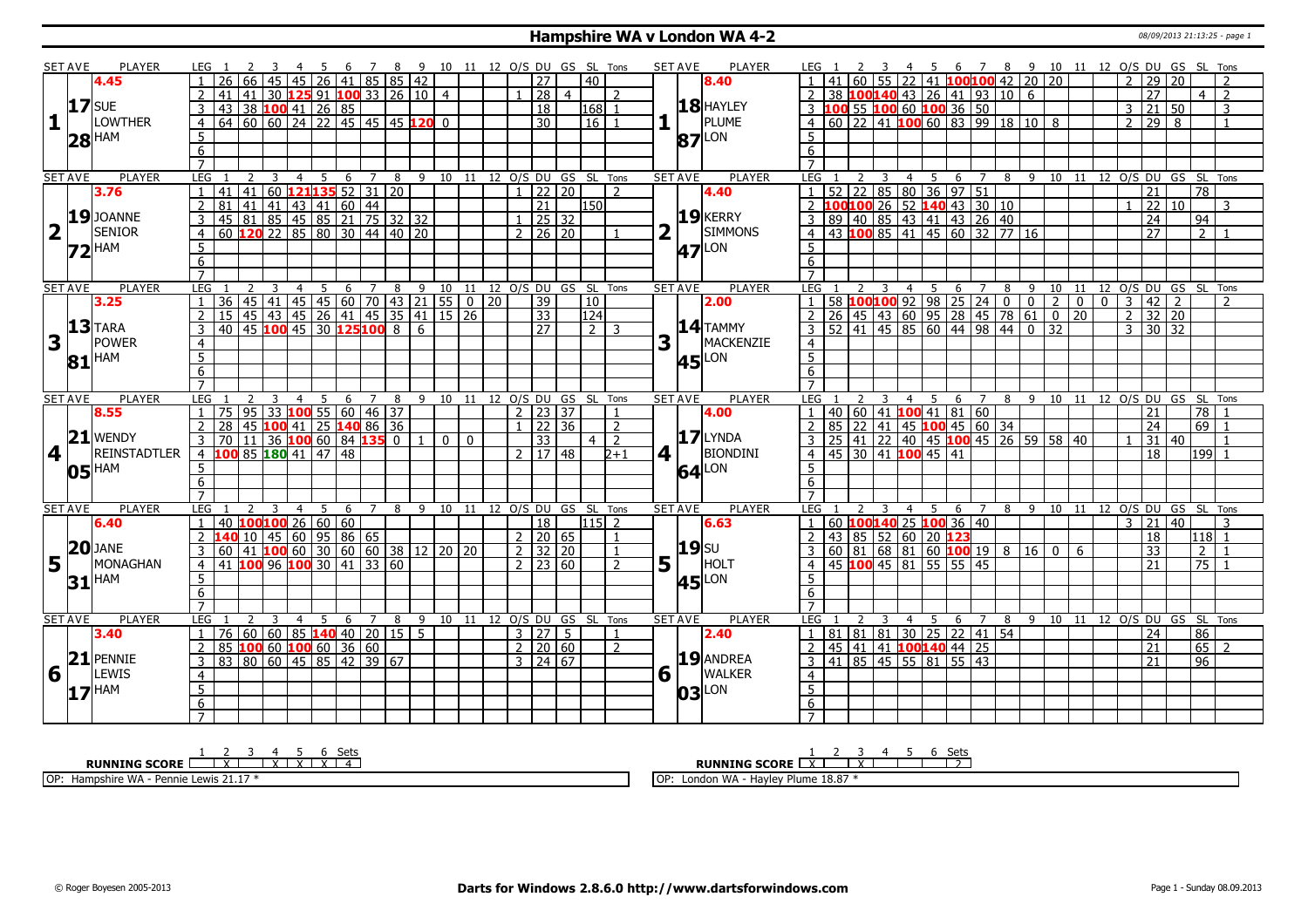# Hampshire WA v London WA 4-2

08/09/2013 21:13:25 - page 1

## Set 1

| SET AVE | PLAYER | LEG | 1 | 2 | 3 | 4 | 5 | 6 | 7 | 8 | 9 | 10 | 11 | 12 | O/S | DU | GS | SL | Tons |
|---|---|---|---|---|---|---|---|---|---|---|---|---|---|---|---|---|---|---|---|
| 4.45 | SUE LOWTHER (HAM) | 1 | 26 | 66 | 45 | 45 | 26 | 41 | 85 | 85 | 42 | | | | | 27 | | 40 | |
| 17.28 | | 2 | 41 | 41 | 30 | 125 | 91 | 100 | 33 | 26 | 10 | 4 | | | 1 | 28 | 4 | | 2 |
| | | 3 | 43 | 38 | 100 | 41 | 26 | 85 | | | | | | | | 18 | | 168 | 1 |
| | | 4 | 64 | 60 | 60 | 24 | 22 | 45 | 45 | 45 | 120 | 0 | | | | 30 | | 16 | 1 |

| SET AVE | PLAYER | LEG | 1 | 2 | 3 | 4 | 5 | 6 | 7 | 8 | 9 | 10 | 11 | 12 | O/S | DU | GS | SL | Tons |
|---|---|---|---|---|---|---|---|---|---|---|---|---|---|---|---|---|---|---|---|
| 8.40 | HAYLEY PLUME (LON) | 1 | 41 | 60 | 55 | 22 | 41 | 100 | 100 | 42 | 20 | 20 | | | 2 | 29 | 20 | | 2 |
| 18.87 | | 2 | 38 | 100 | 140 | 43 | 26 | 41 | 93 | 10 | 6 | | | | | 27 | | 4 | 2 |
| | | 3 | 100 | 55 | 100 | 60 | 100 | 36 | 50 | | | | | | 3 | 21 | 50 | | 3 |
| | | 4 | 60 | 22 | 41 | 100 | 60 | 83 | 99 | 18 | 10 | 8 | | | 2 | 29 | 8 | | 1 |

## Set 2

| SET AVE | PLAYER | LEG | 1 | 2 | 3 | 4 | 5 | 6 | 7 | 8 | 9 | 10 | 11 | 12 | O/S | DU | GS | SL | Tons |
|---|---|---|---|---|---|---|---|---|---|---|---|---|---|---|---|---|---|---|---|
| 3.76 | JOANNE SENIOR (HAM) | 1 | 41 | 41 | 60 | 121 | 135 | 52 | 31 | 20 | | | | | 1 | 22 | 20 | | 2 |
| 19.72 | | 2 | 81 | 41 | 41 | 43 | 41 | 60 | 44 | | | | | | | 21 | | 150 | |
| | | 3 | 45 | 81 | 85 | 45 | 85 | 21 | 75 | 32 | 32 | | | | 1 | 25 | 32 | | |
| | | 4 | 60 | 120 | 22 | 85 | 80 | 30 | 44 | 40 | 20 | | | | 2 | 26 | 20 | | 1 |

| SET AVE | PLAYER | LEG | 1 | 2 | 3 | 4 | 5 | 6 | 7 | 8 | 9 | 10 | 11 | 12 | O/S | DU | GS | SL | Tons |
|---|---|---|---|---|---|---|---|---|---|---|---|---|---|---|---|---|---|---|---|
| 4.40 | KERRY SIMMONS (LON) | 1 | 52 | 22 | 85 | 80 | 36 | 97 | 51 | | | | | | | 21 | | 78 | |
| 19.47 | | 2 | 100 | 100 | 26 | 52 | 140 | 43 | 30 | 10 | | | | | 1 | 22 | 10 | | 3 |
| | | 3 | 89 | 40 | 85 | 43 | 41 | 43 | 26 | 40 | | | | | | 24 | | 94 | |
| | | 4 | 43 | 100 | 85 | 41 | 45 | 60 | 32 | 77 | 16 | | | | | 27 | | 2 | 1 |

## Set 3

| SET AVE | PLAYER | LEG | 1 | 2 | 3 | 4 | 5 | 6 | 7 | 8 | 9 | 10 | 11 | 12 | O/S | DU | GS | SL | Tons |
|---|---|---|---|---|---|---|---|---|---|---|---|---|---|---|---|---|---|---|---|
| 3.25 | TARA POWER (HAM) | 1 | 36 | 45 | 41 | 45 | 45 | 60 | 70 | 43 | 21 | 55 | 0 | 20 | | 39 | | 10 | |
| 13.81 | | 2 | 15 | 45 | 43 | 45 | 26 | 41 | 45 | 35 | 41 | 15 | 26 | | | 33 | | 124 | |
| | | 3 | 40 | 45 | 100 | 45 | 30 | 125 | 100 | 8 | 6 | | | | | 27 | | 2 | 3 |

| SET AVE | PLAYER | LEG | 1 | 2 | 3 | 4 | 5 | 6 | 7 | 8 | 9 | 10 | 11 | 12 | O/S | DU | GS | SL | Tons |
|---|---|---|---|---|---|---|---|---|---|---|---|---|---|---|---|---|---|---|---|
| 2.00 | TAMMY MACKENZIE (LON) | 1 | 58 | 100 | 100 | 92 | 98 | 25 | 24 | 0 | 0 | 2 | 0 | 0 | 3 | 42 | 2 | | 2 |
| 14.45 | | 2 | 26 | 45 | 43 | 60 | 95 | 28 | 45 | 78 | 61 | 0 | 20 | | 2 | 32 | 20 | | |
| | | 3 | 52 | 41 | 45 | 85 | 60 | 44 | 98 | 44 | 0 | 32 | | | 3 | 30 | 32 | | |

## Set 4

| SET AVE | PLAYER | LEG | 1 | 2 | 3 | 4 | 5 | 6 | 7 | 8 | 9 | 10 | 11 | 12 | O/S | DU | GS | SL | Tons |
|---|---|---|---|---|---|---|---|---|---|---|---|---|---|---|---|---|---|---|---|
| 8.55 | WENDY REINSTADTLER (HAM) | 1 | 75 | 95 | 33 | 100 | 55 | 60 | 46 | 37 | | | | | 2 | 23 | 37 | | 1 |
| 21.05 | | 2 | 28 | 45 | 100 | 41 | 25 | 140 | 86 | 36 | | | | | 1 | 22 | 36 | | 2 |
| | | 3 | 70 | 11 | 36 | 100 | 60 | 84 | 135 | 0 | 1 | 0 | 0 | | | 33 | | 4 | 2 |
| | | 4 | 100 | 85 | 180 | 41 | 47 | 48 | | | | | | | 2 | 17 | 48 | | 2+1 |

| SET AVE | PLAYER | LEG | 1 | 2 | 3 | 4 | 5 | 6 | 7 | 8 | 9 | 10 | 11 | 12 | O/S | DU | GS | SL | Tons |
|---|---|---|---|---|---|---|---|---|---|---|---|---|---|---|---|---|---|---|---|
| 4.00 | LYNDA BIONDINI (LON) | 1 | 40 | 60 | 41 | 100 | 41 | 81 | 60 | | | | | | | 21 | | 78 | 1 |
| 17.64 | | 2 | 85 | 22 | 41 | 45 | 100 | 45 | 60 | 34 | | | | | | 24 | | 69 | 1 |
| | | 3 | 25 | 41 | 22 | 40 | 45 | 100 | 45 | 26 | 59 | 58 | 40 | | 1 | 31 | 40 | | 1 |
| | | 4 | 45 | 30 | 41 | 100 | 45 | 41 | | | | | | | | 18 | | 199 | 1 |

## Set 5

| SET AVE | PLAYER | LEG | 1 | 2 | 3 | 4 | 5 | 6 | 7 | 8 | 9 | 10 | 11 | 12 | O/S | DU | GS | SL | Tons |
|---|---|---|---|---|---|---|---|---|---|---|---|---|---|---|---|---|---|---|---|
| 6.40 | JANE MONAGHAN (HAM) | 1 | 40 | 100 | 100 | 26 | 60 | 60 | | | | | | | | 18 | | 115 | 2 |
| 20.31 | | 2 | 140 | 10 | 45 | 60 | 95 | 86 | 65 | | | | | | 2 | 20 | 65 | | 1 |
| | | 3 | 60 | 41 | 100 | 60 | 30 | 60 | 60 | 38 | 12 | 20 | 20 | | 2 | 32 | 20 | | 1 |
| | | 4 | 41 | 100 | 96 | 100 | 30 | 41 | 33 | 60 | | | | | 2 | 23 | 60 | | 2 |

| SET AVE | PLAYER | LEG | 1 | 2 | 3 | 4 | 5 | 6 | 7 | 8 | 9 | 10 | 11 | 12 | O/S | DU | GS | SL | Tons |
|---|---|---|---|---|---|---|---|---|---|---|---|---|---|---|---|---|---|---|---|
| 6.63 | SU HOLT (LON) | 1 | 60 | 100 | 140 | 25 | 100 | 36 | 40 | | | | | | 3 | 21 | 40 | | 3 |
| 19.45 | | 2 | 43 | 85 | 52 | 60 | 20 | 123 | | | | | | | | 18 | | 118 | 1 |
| | | 3 | 60 | 81 | 68 | 81 | 60 | 100 | 19 | 8 | 16 | 0 | 6 | | | 33 | | 2 | 1 |
| | | 4 | 45 | 100 | 45 | 81 | 55 | 55 | 45 | | | | | | | 21 | | 75 | 1 |

## Set 6

| SET AVE | PLAYER | LEG | 1 | 2 | 3 | 4 | 5 | 6 | 7 | 8 | 9 | 10 | 11 | 12 | O/S | DU | GS | SL | Tons |
|---|---|---|---|---|---|---|---|---|---|---|---|---|---|---|---|---|---|---|---|
| 3.40 | PENNIE LEWIS (HAM) | 1 | 76 | 60 | 60 | 85 | 140 | 40 | 20 | 15 | 5 | | | | 3 | 27 | 5 | | 1 |
| 21.17 | | 2 | 85 | 100 | 60 | 100 | 60 | 36 | 60 | | | | | | 2 | 20 | 60 | | 2 |
| | | 3 | 83 | 80 | 60 | 45 | 85 | 42 | 39 | 67 | | | | | 3 | 24 | 67 | | |

| SET AVE | PLAYER | LEG | 1 | 2 | 3 | 4 | 5 | 6 | 7 | 8 | 9 | 10 | 11 | 12 | O/S | DU | GS | SL | Tons |
|---|---|---|---|---|---|---|---|---|---|---|---|---|---|---|---|---|---|---|---|
| 2.40 | ANDREA WALKER (LON) | 1 | 81 | 81 | 81 | 30 | 25 | 22 | 41 | 54 | | | | | | 24 | | 86 | |
| 19.03 | | 2 | 45 | 41 | 41 | 100 | 140 | 44 | 25 | | | | | | | 21 | | 65 | 2 |
| | | 3 | 41 | 85 | 45 | 55 | 81 | 55 | 43 | | | | | | | 21 | | 96 | |

## Running Score

| RUNNING SCORE | 1 | 2 | 3 | 4 | 5 | 6 | Sets |
|---|---|---|---|---|---|---|---|
| Hampshire WA | | X | | X | X | X | 4 |
| London WA | X | | X | | | | 2 |

OP: Hampshire WA - Pennie Lewis 21.17 *

OP: London WA - Hayley Plume 18.87 *

© Roger Boyesen 2005-2013 | Darts for Windows 2.8.6.0 http://www.dartsforwindows.com | Page 1 - Sunday 08.09.2013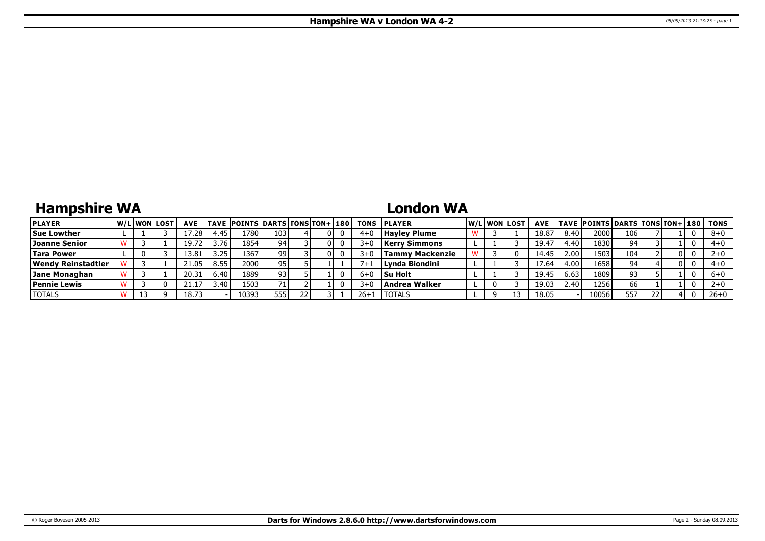# Hampshire WA v London WA 4-2

## Hampshire WA

| PLAYER | W/L | WON | LOST | AVE | TAVE | POINTS | DARTS | TONS | TON+ | 180 | TONS |
|---|---|---|---|---|---|---|---|---|---|---|---|
| Sue Lowther | L | 1 | 3 | 17.28 | 4.45 | 1780 | 103 | 4 | 0 | 0 | 4+0 |
| Joanne Senior | W | 3 | 1 | 19.72 | 3.76 | 1854 | 94 | 3 | 0 | 0 | 3+0 |
| Tara Power | L | 0 | 3 | 13.81 | 3.25 | 1367 | 99 | 3 | 0 | 0 | 3+0 |
| Wendy Reinstadtler | W | 3 | 1 | 21.05 | 8.55 | 2000 | 95 | 5 | 1 | 1 | 7+1 |
| Jane Monaghan | W | 3 | 1 | 20.31 | 6.40 | 1889 | 93 | 5 | 1 | 0 | 6+0 |
| Pennie Lewis | W | 3 | 0 | 21.17 | 3.40 | 1503 | 71 | 2 | 1 | 0 | 3+0 |
| TOTALS | W | 13 | 9 | 18.73 | - | 10393 | 555 | 22 | 3 | 1 | 26+1 |

## London WA

| PLAYER | W/L | WON | LOST | AVE | TAVE | POINTS | DARTS | TONS | TON+ | 180 | TONS |
|---|---|---|---|---|---|---|---|---|---|---|---|
| Hayley Plume | W | 3 | 1 | 18.87 | 8.40 | 2000 | 106 | 7 | 1 | 0 | 8+0 |
| Kerry Simmons | L | 1 | 3 | 19.47 | 4.40 | 1830 | 94 | 3 | 1 | 0 | 4+0 |
| Tammy Mackenzie | W | 3 | 0 | 14.45 | 2.00 | 1503 | 104 | 2 | 0 | 0 | 2+0 |
| Lynda Biondini | L | 1 | 3 | 17.64 | 4.00 | 1658 | 94 | 4 | 0 | 0 | 4+0 |
| Su Holt | L | 1 | 3 | 19.45 | 6.63 | 1809 | 93 | 5 | 1 | 0 | 6+0 |
| Andrea Walker | L | 0 | 3 | 19.03 | 2.40 | 1256 | 66 | 1 | 1 | 0 | 2+0 |
| TOTALS | L | 9 | 13 | 18.05 | - | 10056 | 557 | 22 | 4 | 0 | 26+0 |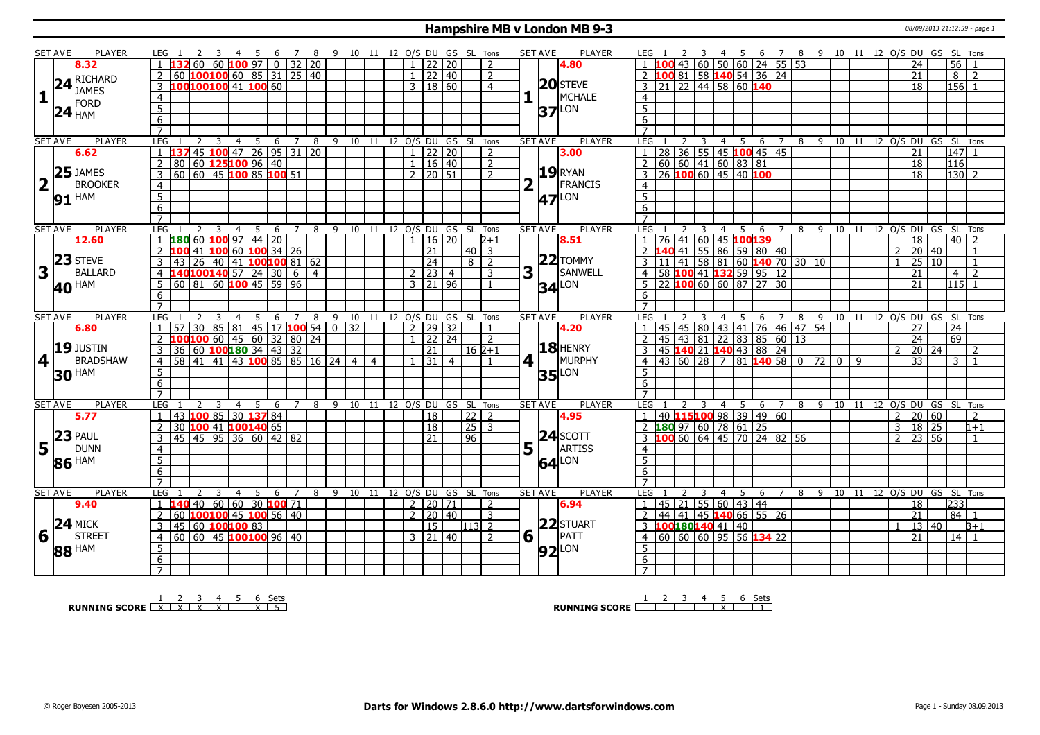# Hampshire MB v London MB 9-3

## Set 1

| SET AVE | PLAYER | LEG | 1 | 2 | 3 | 4 | 5 | 6 | 7 | 8 | 9 | 10 | 11 | 12 | O/S | DU | GS | SL | Tons |
|---|---|---|---|---|---|---|---|---|---|---|---|---|---|---|---|---|---|---|---|
| 8.32 | RICHARD JAMES FORD HAM (24.24) | 1 | 132 | 60 | 60 | 100 | 97 | 0 | 32 | 20 | | | | | 1 | 22 | 20 | | 2 |
| | | 2 | 60 | 100 | 100 | 60 | 85 | 31 | 25 | 40 | | | | | 1 | 22 | 40 | | 2 |
| | | 3 | 100 | 100 | 100 | 41 | 100 | 60 | | | | | | | 3 | 18 | 60 | | 4 |

| SET AVE | PLAYER | LEG | 1 | 2 | 3 | 4 | 5 | 6 | 7 | 8 | 9 | 10 | 11 | 12 | O/S | DU | GS | SL | Tons |
|---|---|---|---|---|---|---|---|---|---|---|---|---|---|---|---|---|---|---|---|
| 4.80 | STEVE MCHALE LON (20.37) | 1 | 100 | 43 | 60 | 50 | 60 | 24 | 55 | 53 | | | | | | 24 | | 56 | 1 |
| | | 2 | 100 | 81 | 58 | 140 | 54 | 36 | 24 | | | | | | | 21 | | 8 | 2 |
| | | 3 | 21 | 22 | 44 | 58 | 60 | 140 | | | | | | | | 18 | | 156 | 1 |

## Set 2

| SET AVE | PLAYER | LEG | 1 | 2 | 3 | 4 | 5 | 6 | 7 | 8 | 9 | 10 | 11 | 12 | O/S | DU | GS | SL | Tons |
|---|---|---|---|---|---|---|---|---|---|---|---|---|---|---|---|---|---|---|---|
| 6.62 | JAMES BROOKER HAM (25.91) | 1 | 137 | 45 | 100 | 47 | 26 | 95 | 31 | 20 | | | | | 1 | 22 | 20 | | 2 |
| | | 2 | 80 | 60 | 125 | 100 | 96 | 40 | | | | | | | 1 | 16 | 40 | | 2 |
| | | 3 | 60 | 60 | 45 | 100 | 85 | 100 | 51 | | | | | | 2 | 20 | 51 | | 2 |

| SET AVE | PLAYER | LEG | 1 | 2 | 3 | 4 | 5 | 6 | 7 | 8 | 9 | 10 | 11 | 12 | O/S | DU | GS | SL | Tons |
|---|---|---|---|---|---|---|---|---|---|---|---|---|---|---|---|---|---|---|---|
| 3.00 | RYAN FRANCIS LON (19.47) | 1 | 28 | 36 | 55 | 45 | 100 | 45 | 45 | | | | | | | 21 | | 147 | 1 |
| | | 2 | 60 | 60 | 41 | 60 | 83 | 81 | | | | | | | | 18 | | 116 | |
| | | 3 | 26 | 100 | 60 | 45 | 40 | 100 | | | | | | | | 18 | | 130 | 2 |

## Set 3

| SET AVE | PLAYER | LEG | 1 | 2 | 3 | 4 | 5 | 6 | 7 | 8 | 9 | 10 | 11 | 12 | O/S | DU | GS | SL | Tons |
|---|---|---|---|---|---|---|---|---|---|---|---|---|---|---|---|---|---|---|---|
| 12.60 | STEVE BALLARD HAM (23.40) | 1 | 180 | 60 | 100 | 97 | 44 | 20 | | | | | | | 1 | 16 | 20 | | 2+1 |
| | | 2 | 100 | 41 | 100 | 60 | 100 | 34 | 26 | | | | | | | 21 | | 40 | 3 |
| | | 3 | 43 | 26 | 40 | 41 | 100 | 100 | 81 | 62 | | | | | | 24 | | 8 | 2 |
| | | 4 | 140 | 100 | 140 | 57 | 24 | 30 | 6 | 4 | | | | | 2 | 23 | 4 | | 3 |
| | | 5 | 60 | 81 | 60 | 100 | 45 | 59 | 96 | | | | | | 3 | 21 | 96 | | 1 |

| SET AVE | PLAYER | LEG | 1 | 2 | 3 | 4 | 5 | 6 | 7 | 8 | 9 | 10 | 11 | 12 | O/S | DU | GS | SL | Tons |
|---|---|---|---|---|---|---|---|---|---|---|---|---|---|---|---|---|---|---|---|
| 8.51 | TOMMY SANWELL LON (22.34) | 1 | 76 | 41 | 60 | 45 | 100 | 139 | | | | | | | | 18 | | 40 | 2 |
| | | 2 | 140 | 41 | 55 | 86 | 59 | 80 | 40 | | | | | | 2 | 20 | 40 | | 1 |
| | | 3 | 11 | 41 | 58 | 81 | 60 | 140 | 70 | 30 | 10 | | | | 1 | 25 | 10 | | 1 |
| | | 4 | 58 | 100 | 41 | 132 | 59 | 95 | 12 | | | | | | | 21 | | 4 | 2 |
| | | 5 | 22 | 100 | 60 | 60 | 87 | 27 | 30 | | | | | | | 21 | | 115 | 1 |

## Set 4

| SET AVE | PLAYER | LEG | 1 | 2 | 3 | 4 | 5 | 6 | 7 | 8 | 9 | 10 | 11 | 12 | O/S | DU | GS | SL | Tons |
|---|---|---|---|---|---|---|---|---|---|---|---|---|---|---|---|---|---|---|---|
| 6.80 | JUSTIN BRADSHAW HAM (19.30) | 1 | 57 | 30 | 85 | 81 | 45 | 17 | 100 | 54 | 0 | 32 | | | 2 | 29 | 32 | | 1 |
| | | 2 | 100 | 100 | 60 | 45 | 60 | 32 | 80 | 24 | | | | | 1 | 22 | 24 | | 2 |
| | | 3 | 36 | 60 | 100 | 180 | 34 | 43 | 32 | | | | | | | 21 | | 16 | 2+1 |
| | | 4 | 58 | 41 | 41 | 43 | 100 | 85 | 85 | 16 | 24 | 4 | 4 | | 1 | 31 | 4 | | 1 |

| SET AVE | PLAYER | LEG | 1 | 2 | 3 | 4 | 5 | 6 | 7 | 8 | 9 | 10 | 11 | 12 | O/S | DU | GS | SL | Tons |
|---|---|---|---|---|---|---|---|---|---|---|---|---|---|---|---|---|---|---|---|
| 4.20 | HENRY MURPHY LON (18.35) | 1 | 45 | 45 | 80 | 43 | 41 | 76 | 46 | 47 | 54 | | | | | 27 | | 24 | |
| | | 2 | 45 | 43 | 81 | 22 | 83 | 85 | 60 | 13 | | | | | | 24 | | 69 | |
| | | 3 | 45 | 140 | 21 | 140 | 43 | 88 | 24 | | | | | | 2 | 20 | 24 | | 2 |
| | | 4 | 43 | 60 | 28 | 7 | 81 | 140 | 58 | 0 | 72 | 0 | 9 | | | 33 | | 3 | 1 |

## Set 5

| SET AVE | PLAYER | LEG | 1 | 2 | 3 | 4 | 5 | 6 | 7 | 8 | 9 | 10 | 11 | 12 | O/S | DU | GS | SL | Tons |
|---|---|---|---|---|---|---|---|---|---|---|---|---|---|---|---|---|---|---|---|
| 5.77 | PAUL DUNN HAM (23.86) | 1 | 43 | 100 | 85 | 30 | 137 | 84 | | | | | | | | 18 | | 22 | 2 |
| | | 2 | 30 | 100 | 41 | 100 | 140 | 65 | | | | | | | | 18 | | 25 | 3 |
| | | 3 | 45 | 45 | 95 | 36 | 60 | 42 | 82 | | | | | | | 21 | | 96 | |

| SET AVE | PLAYER | LEG | 1 | 2 | 3 | 4 | 5 | 6 | 7 | 8 | 9 | 10 | 11 | 12 | O/S | DU | GS | SL | Tons |
|---|---|---|---|---|---|---|---|---|---|---|---|---|---|---|---|---|---|---|---|
| 4.95 | SCOTT ARTISS LON (24.64) | 1 | 40 | 115 | 100 | 98 | 39 | 49 | 60 | | | | | | 2 | 20 | 60 | | 2 |
| | | 2 | 180 | 97 | 60 | 78 | 61 | 25 | | | | | | | 3 | 18 | 25 | | 1+1 |
| | | 3 | 100 | 60 | 64 | 45 | 70 | 24 | 82 | 56 | | | | | 2 | 23 | 56 | | 1 |

## Set 6

| SET AVE | PLAYER | LEG | 1 | 2 | 3 | 4 | 5 | 6 | 7 | 8 | 9 | 10 | 11 | 12 | O/S | DU | GS | SL | Tons |
|---|---|---|---|---|---|---|---|---|---|---|---|---|---|---|---|---|---|---|---|
| 9.40 | MICK STREET HAM (24.88) | 1 | 140 | 40 | 60 | 60 | 30 | 100 | 71 | | | | | | 2 | 20 | 71 | | 2 |
| | | 2 | 60 | 100 | 100 | 45 | 100 | 56 | 40 | | | | | | 2 | 20 | 40 | | 3 |
| | | 3 | 45 | 60 | 100 | 100 | 83 | | | | | | | | | 15 | | 113 | 2 |
| | | 4 | 60 | 60 | 45 | 100 | 100 | 96 | 40 | | | | | | 3 | 21 | 40 | | 2 |

| SET AVE | PLAYER | LEG | 1 | 2 | 3 | 4 | 5 | 6 | 7 | 8 | 9 | 10 | 11 | 12 | O/S | DU | GS | SL | Tons |
|---|---|---|---|---|---|---|---|---|---|---|---|---|---|---|---|---|---|---|---|
| 6.94 | STUART PATT LON (22.92) | 1 | 45 | 21 | 55 | 60 | 43 | 44 | | | | | | | | 18 | | 233 | |
| | | 2 | 44 | 41 | 45 | 140 | 66 | 55 | 26 | | | | | | | 21 | | 84 | 1 |
| | | 3 | 100 | 180 | 140 | 41 | 40 | | | | | | | | 1 | 13 | 40 | | 3+1 |
| | | 4 | 60 | 60 | 60 | 95 | 56 | 134 | 22 | | | | | | | 21 | | 14 | 1 |

**RUNNING SCORE** (Hampshire MB)

| 1 | 2 | 3 | 4 | 5 | 6 | Sets |
|---|---|---|---|---|---|---|
| X | X | X | X | | X | 5 |

**RUNNING SCORE** (London MB)

| 1 | 2 | 3 | 4 | 5 | 6 | Sets |
|---|---|---|---|---|---|---|
| | | | | X | | 1 |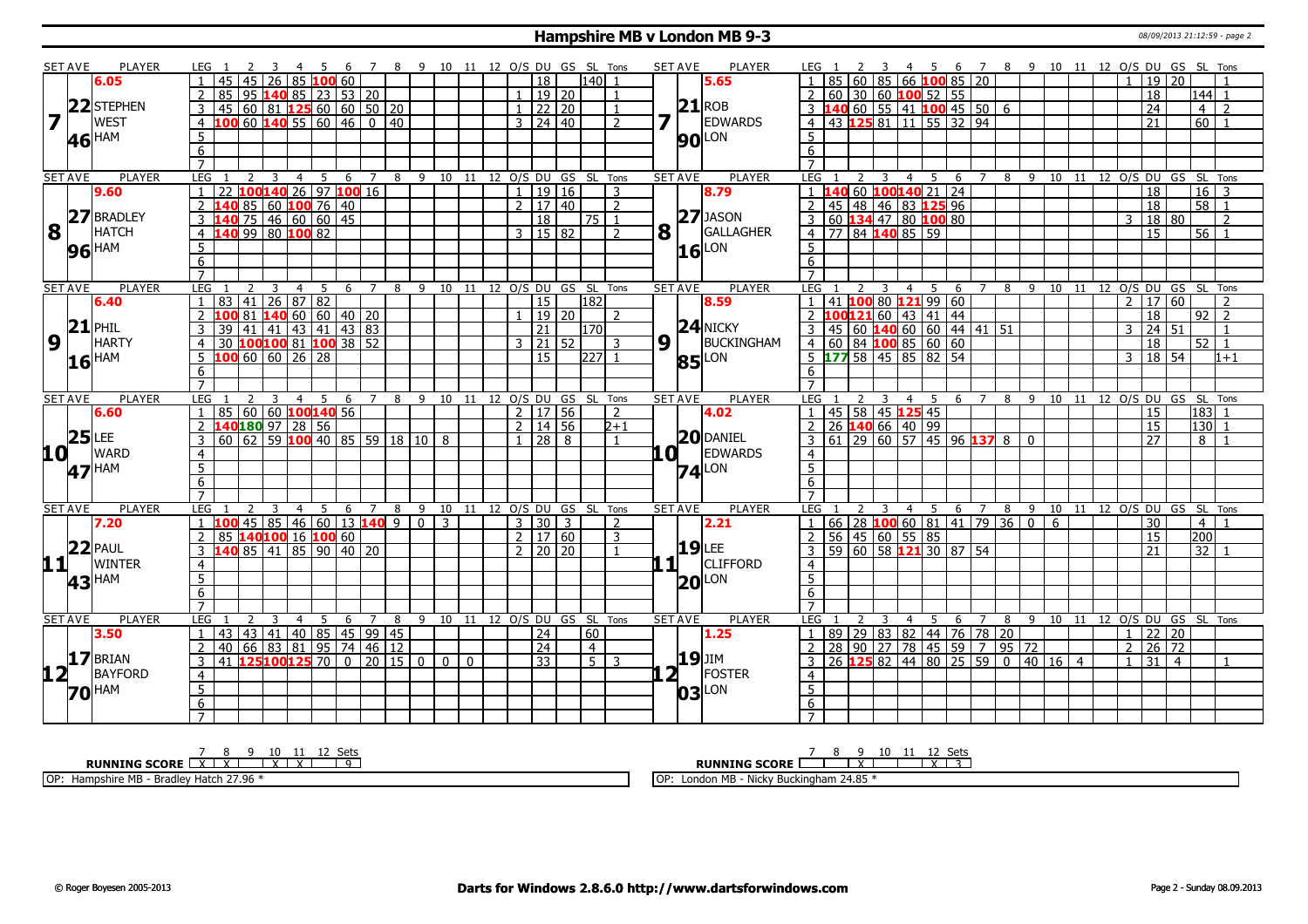# Hampshire MB v London MB 9-3

| SET AVE | PLAYER | LEG | 1 | 2 | 3 | 4 | 5 | 6 | 7 | 8 | 9 | 10 | 11 | 12 | O/S | DU | GS | SL | Tons |
|---|---|---|---|---|---|---|---|---|---|---|---|---|---|---|---|---|---|---|---|
| 7 | 6.05 22 STEPHEN WEST 46 HAM | 1 | 45 | 45 | 26 | 85 | 100 | 60 | | | | | | | | 18 | | 140 | 1 |
| | | 2 | 85 | 95 | 140 | 85 | 23 | 53 | 20 | | | | | | 1 | 19 | 20 | | 1 |
| | | 3 | 45 | 60 | 81 | 125 | 60 | 60 | 50 | 20 | | | | | 1 | 22 | 20 | | 1 |
| | | 4 | 100 | 60 | 140 | 55 | 60 | 46 | 0 | 40 | | | | | 3 | 24 | 40 | | 2 |

| SET AVE | PLAYER | LEG | 1 | 2 | 3 | 4 | 5 | 6 | 7 | 8 | 9 | 10 | 11 | 12 | O/S | DU | GS | SL | Tons |
|---|---|---|---|---|---|---|---|---|---|---|---|---|---|---|---|---|---|---|---|
| 7 | 5.65 21 ROB EDWARDS 90 LON | 1 | 85 | 60 | 85 | 66 | 100 | 85 | 20 | | | | | | 1 | 19 | 20 | | 1 |
| | | 2 | 60 | 30 | 60 | 100 | 52 | 55 | | | | | | | | 18 | | 144 | 1 |
| | | 3 | 140 | 60 | 55 | 41 | 100 | 45 | 50 | 6 | | | | | | 24 | | 4 | 2 |
| | | 4 | 43 | 125 | 81 | 11 | 55 | 32 | 94 | | | | | | | 21 | | 60 | 1 |

| SET AVE | PLAYER | LEG | 1 | 2 | 3 | 4 | 5 | 6 | 7 | 8 | 9 | 10 | 11 | 12 | O/S | DU | GS | SL | Tons |
|---|---|---|---|---|---|---|---|---|---|---|---|---|---|---|---|---|---|---|---|
| 8 | 9.60 27 BRADLEY HATCH 96 HAM | 1 | 22 | 100 | 140 | 26 | 97 | 100 | 16 | | | | | | 1 | 19 | 16 | | 3 |
| | | 2 | 140 | 85 | 60 | 100 | 76 | 40 | | | | | | | 2 | 17 | 40 | | 2 |
| | | 3 | 140 | 75 | 46 | 60 | 60 | 45 | | | | | | | | 18 | | 75 | 1 |
| | | 4 | 140 | 99 | 80 | 100 | 82 | | | | | | | | 3 | 15 | 82 | | 2 |

| SET AVE | PLAYER | LEG | 1 | 2 | 3 | 4 | 5 | 6 | 7 | 8 | 9 | 10 | 11 | 12 | O/S | DU | GS | SL | Tons |
|---|---|---|---|---|---|---|---|---|---|---|---|---|---|---|---|---|---|---|---|
| 8 | 8.79 27 JASON GALLAGHER 16 LON | 1 | 140 | 60 | 100 | 140 | 21 | 24 | | | | | | | | 18 | | 16 | 3 |
| | | 2 | 45 | 48 | 46 | 83 | 125 | 96 | | | | | | | | 18 | | 58 | 1 |
| | | 3 | 60 | 134 | 47 | 80 | 100 | 80 | | | | | | | 3 | 18 | 80 | | 2 |
| | | 4 | 77 | 84 | 140 | 85 | 59 | | | | | | | | | 15 | | 56 | 1 |

| SET AVE | PLAYER | LEG | 1 | 2 | 3 | 4 | 5 | 6 | 7 | 8 | 9 | 10 | 11 | 12 | O/S | DU | GS | SL | Tons |
|---|---|---|---|---|---|---|---|---|---|---|---|---|---|---|---|---|---|---|---|
| 9 | 6.40 21 PHIL HARTY 16 HAM | 1 | 83 | 41 | 26 | 87 | 82 | | | | | | | | | 15 | | 182 | |
| | | 2 | 100 | 81 | 140 | 60 | 60 | 40 | 20 | | | | | | 1 | 19 | 20 | | 2 |
| | | 3 | 39 | 41 | 41 | 43 | 41 | 43 | 83 | | | | | | | 21 | | 170 | |
| | | 4 | 30 | 100 | 100 | 81 | 100 | 38 | 52 | | | | | | 3 | 21 | 52 | | 3 |
| | | 5 | 100 | 60 | 60 | 26 | 28 | | | | | | | | | 15 | | 227 | 1 |

| SET AVE | PLAYER | LEG | 1 | 2 | 3 | 4 | 5 | 6 | 7 | 8 | 9 | 10 | 11 | 12 | O/S | DU | GS | SL | Tons |
|---|---|---|---|---|---|---|---|---|---|---|---|---|---|---|---|---|---|---|---|
| 9 | 8.59 24 NICKY BUCKINGHAM 85 LON | 1 | 41 | 100 | 80 | 121 | 99 | 60 | | | | | | | 2 | 17 | 60 | | 2 |
| | | 2 | 100 | 121 | 60 | 43 | 41 | 44 | | | | | | | | 18 | | 92 | 2 |
| | | 3 | 45 | 60 | 140 | 60 | 60 | 44 | 41 | 51 | | | | | 3 | 24 | 51 | | 1 |
| | | 4 | 60 | 84 | 100 | 85 | 60 | 60 | | | | | | | | 18 | | 52 | 1 |
| | | 5 | 177 | 58 | 45 | 85 | 82 | 54 | | | | | | | 3 | 18 | 54 | | 1+1 |

| SET AVE | PLAYER | LEG | 1 | 2 | 3 | 4 | 5 | 6 | 7 | 8 | 9 | 10 | 11 | 12 | O/S | DU | GS | SL | Tons |
|---|---|---|---|---|---|---|---|---|---|---|---|---|---|---|---|---|---|---|---|
| 10 | 6.60 25 LEE WARD 47 HAM | 1 | 85 | 60 | 60 | 100 | 140 | 56 | | | | | | | 2 | 17 | 56 | | 2 |
| | | 2 | 140 | 180 | 97 | 28 | 56 | | | | | | | | 2 | 14 | 56 | | 2+1 |
| | | 3 | 60 | 62 | 59 | 100 | 40 | 85 | 59 | 18 | 10 | 8 | | | 1 | 28 | 8 | | 1 |

| SET AVE | PLAYER | LEG | 1 | 2 | 3 | 4 | 5 | 6 | 7 | 8 | 9 | 10 | 11 | 12 | O/S | DU | GS | SL | Tons |
|---|---|---|---|---|---|---|---|---|---|---|---|---|---|---|---|---|---|---|---|
| 10 | 4.02 20 DANIEL EDWARDS 74 LON | 1 | 45 | 58 | 45 | 125 | 45 | | | | | | | | | 15 | | 183 | 1 |
| | | 2 | 26 | 140 | 66 | 40 | 99 | | | | | | | | | 15 | | 130 | 1 |
| | | 3 | 61 | 29 | 60 | 57 | 45 | 96 | 137 | 8 | 0 | | | | | 27 | | 8 | 1 |

| SET AVE | PLAYER | LEG | 1 | 2 | 3 | 4 | 5 | 6 | 7 | 8 | 9 | 10 | 11 | 12 | O/S | DU | GS | SL | Tons |
|---|---|---|---|---|---|---|---|---|---|---|---|---|---|---|---|---|---|---|---|
| 11 | 7.20 22 PAUL WINTER 43 HAM | 1 | 100 | 45 | 85 | 46 | 60 | 13 | 140 | 9 | 0 | 3 | | | 3 | 30 | 3 | | 2 |
| | | 2 | 85 | 140 | 100 | 16 | 100 | 60 | | | | | | | 2 | 17 | 60 | | 3 |
| | | 3 | 140 | 85 | 41 | 85 | 90 | 40 | 20 | | | | | | 2 | 20 | 20 | | 1 |

| SET AVE | PLAYER | LEG | 1 | 2 | 3 | 4 | 5 | 6 | 7 | 8 | 9 | 10 | 11 | 12 | O/S | DU | GS | SL | Tons |
|---|---|---|---|---|---|---|---|---|---|---|---|---|---|---|---|---|---|---|---|
| 11 | 2.21 19 LEE CLIFFORD 20 LON | 1 | 66 | 28 | 100 | 60 | 81 | 41 | 79 | 36 | 0 | 6 | | | | 30 | | 4 | 1 |
| | | 2 | 56 | 45 | 60 | 55 | 85 | | | | | | | | | 15 | | 200 | |
| | | 3 | 59 | 60 | 58 | 121 | 30 | 87 | 54 | | | | | | | 21 | | 32 | 1 |

| SET AVE | PLAYER | LEG | 1 | 2 | 3 | 4 | 5 | 6 | 7 | 8 | 9 | 10 | 11 | 12 | O/S | DU | GS | SL | Tons |
|---|---|---|---|---|---|---|---|---|---|---|---|---|---|---|---|---|---|---|---|
| 12 | 3.50 17 BRIAN BAYFORD 70 HAM | 1 | 43 | 43 | 41 | 40 | 85 | 45 | 99 | 45 | | | | | | 24 | | 60 | |
| | | 2 | 40 | 66 | 83 | 81 | 95 | 74 | 46 | 12 | | | | | | 24 | | 4 | |
| | | 3 | 41 | 125 | 100 | 125 | 70 | 0 | 20 | 15 | 0 | 0 | 0 | | | 33 | | 5 | 3 |

| SET AVE | PLAYER | LEG | 1 | 2 | 3 | 4 | 5 | 6 | 7 | 8 | 9 | 10 | 11 | 12 | O/S | DU | GS | SL | Tons |
|---|---|---|---|---|---|---|---|---|---|---|---|---|---|---|---|---|---|---|---|
| 12 | 1.25 19 JIM FOSTER 03 LON | 1 | 89 | 29 | 83 | 82 | 44 | 76 | 78 | 20 | | | | | 1 | 22 | 20 | | |
| | | 2 | 28 | 90 | 27 | 78 | 45 | 59 | 7 | 95 | 72 | | | | 2 | 26 | 72 | | |
| | | 3 | 26 | 125 | 82 | 44 | 80 | 25 | 59 | 0 | 40 | 16 | 4 | | 1 | 31 | 4 | | 1 |

| RUNNING SCORE | 7 | 8 | 9 | 10 | 11 | 12 | Sets |
|---|---|---|---|---|---|---|---|
| Hampshire MB | X | X | | X | X | | 9 |
| London MB | | | X | | | X | 3 |

OP: Hampshire MB - Bradley Hatch 27.96 *

OP: London MB - Nicky Buckingham 24.85 *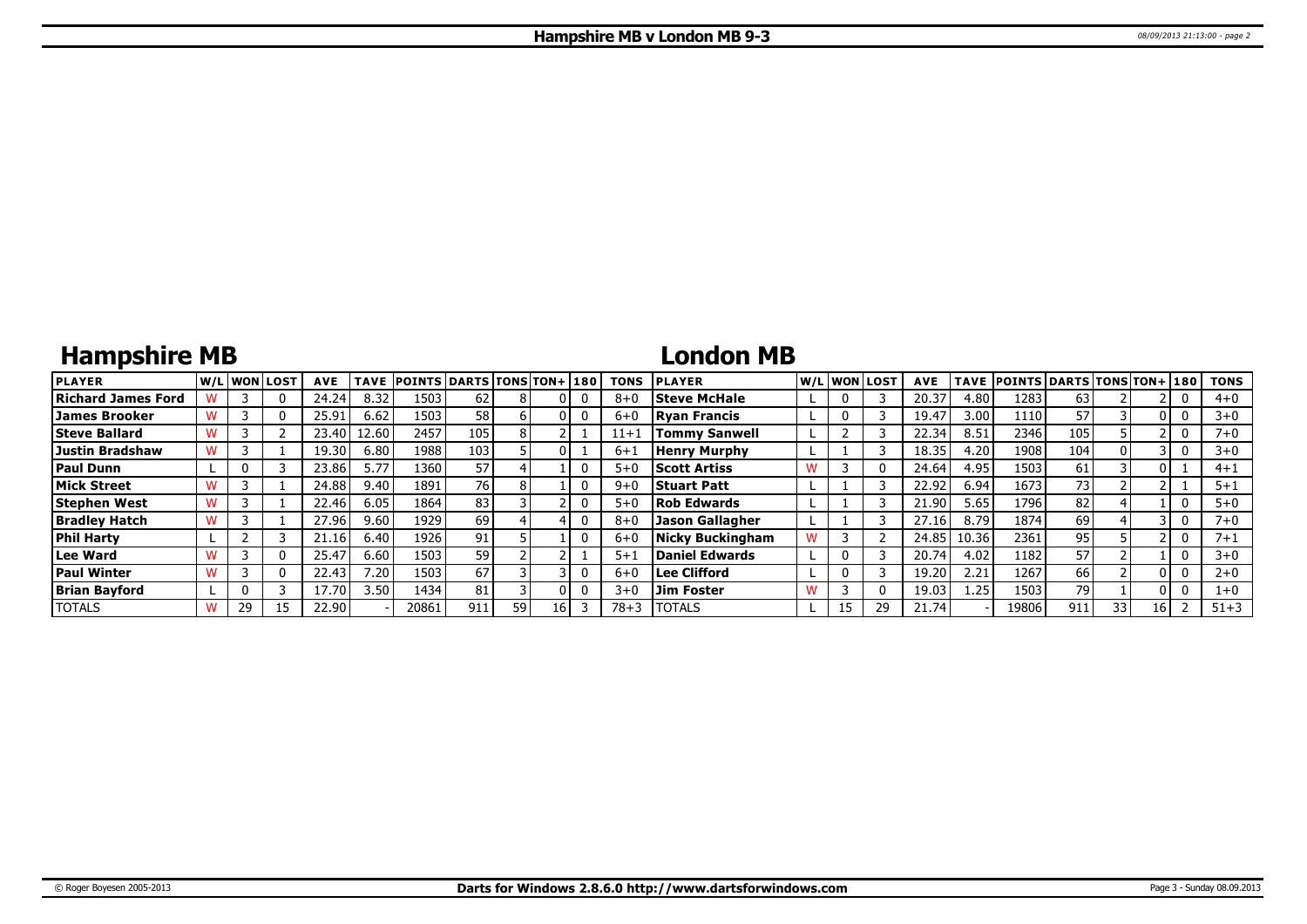# Hampshire MB v London MB 9-3

## Hampshire MB

| PLAYER | W/L | WON | LOST | AVE | TAVE | POINTS | DARTS | TONS | TON+ | 180 | TONS |
|---|---|---|---|---|---|---|---|---|---|---|---|
| Richard James Ford | W | 3 | 0 | 24.24 | 8.32 | 1503 | 62 | 8 | 0 | 0 | 8+0 |
| James Brooker | W | 3 | 0 | 25.91 | 6.62 | 1503 | 58 | 6 | 0 | 0 | 6+0 |
| Steve Ballard | W | 3 | 2 | 23.40 | 12.60 | 2457 | 105 | 8 | 2 | 1 | 11+1 |
| Justin Bradshaw | W | 3 | 1 | 19.30 | 6.80 | 1988 | 103 | 5 | 0 | 1 | 6+1 |
| Paul Dunn | L | 0 | 3 | 23.86 | 5.77 | 1360 | 57 | 4 | 1 | 0 | 5+0 |
| Mick Street | W | 3 | 1 | 24.88 | 9.40 | 1891 | 76 | 8 | 1 | 0 | 9+0 |
| Stephen West | W | 3 | 1 | 22.46 | 6.05 | 1864 | 83 | 3 | 2 | 0 | 5+0 |
| Bradley Hatch | W | 3 | 1 | 27.96 | 9.60 | 1929 | 69 | 4 | 4 | 0 | 8+0 |
| Phil Harty | L | 2 | 3 | 21.16 | 6.40 | 1926 | 91 | 5 | 1 | 0 | 6+0 |
| Lee Ward | W | 3 | 0 | 25.47 | 6.60 | 1503 | 59 | 2 | 2 | 1 | 5+1 |
| Paul Winter | W | 3 | 0 | 22.43 | 7.20 | 1503 | 67 | 3 | 3 | 0 | 6+0 |
| Brian Bayford | L | 0 | 3 | 17.70 | 3.50 | 1434 | 81 | 3 | 0 | 0 | 3+0 |
| TOTALS | W | 29 | 15 | 22.90 | - | 20861 | 911 | 59 | 16 | 3 | 78+3 |

## London MB

| PLAYER | W/L | WON | LOST | AVE | TAVE | POINTS | DARTS | TONS | TON+ | 180 | TONS |
|---|---|---|---|---|---|---|---|---|---|---|---|
| Steve McHale | L | 0 | 3 | 20.37 | 4.80 | 1283 | 63 | 2 | 2 | 0 | 4+0 |
| Ryan Francis | L | 0 | 3 | 19.47 | 3.00 | 1110 | 57 | 3 | 0 | 0 | 3+0 |
| Tommy Sanwell | L | 2 | 3 | 22.34 | 8.51 | 2346 | 105 | 5 | 2 | 0 | 7+0 |
| Henry Murphy | L | 1 | 3 | 18.35 | 4.20 | 1908 | 104 | 0 | 3 | 0 | 3+0 |
| Scott Artiss | W | 3 | 0 | 24.64 | 4.95 | 1503 | 61 | 3 | 0 | 1 | 4+1 |
| Stuart Patt | L | 1 | 3 | 22.92 | 6.94 | 1673 | 73 | 2 | 2 | 1 | 5+1 |
| Rob Edwards | L | 1 | 3 | 21.90 | 5.65 | 1796 | 82 | 4 | 1 | 0 | 5+0 |
| Jason Gallagher | L | 1 | 3 | 27.16 | 8.79 | 1874 | 69 | 4 | 3 | 0 | 7+0 |
| Nicky Buckingham | W | 3 | 2 | 24.85 | 10.36 | 2361 | 95 | 5 | 2 | 0 | 7+1 |
| Daniel Edwards | L | 0 | 3 | 20.74 | 4.02 | 1182 | 57 | 2 | 1 | 0 | 3+0 |
| Lee Clifford | L | 0 | 3 | 19.20 | 2.21 | 1267 | 66 | 2 | 0 | 0 | 2+0 |
| Jim Foster | W | 3 | 0 | 19.03 | 1.25 | 1503 | 79 | 1 | 0 | 0 | 1+0 |
| TOTALS | L | 15 | 29 | 21.74 | - | 19806 | 911 | 33 | 16 | 2 | 51+3 |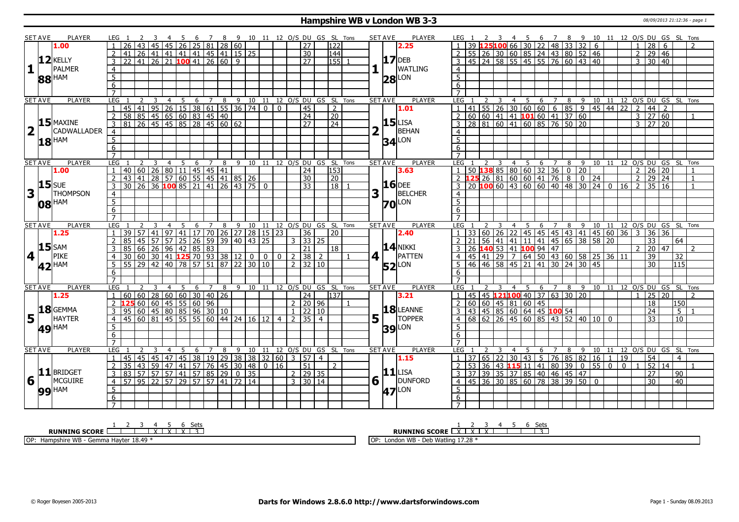# Hampshire WB v London WB 3-3

08/09/2013 21:12:36 - page 1

## Set 1

| SET AVE | PLAYER | LEG | 1 | 2 | 3 | 4 | 5 | 6 | 7 | 8 | 9 | 10 | 11 | 12 | O/S | DU | GS | SL | Tons |
|---|---|---|---|---|---|---|---|---|---|---|---|---|---|---|---|---|---|---|---|
| 1.00 | KELLY PALMER | 1 | 26 | 43 | 45 | 45 | 26 | 25 | 81 | 28 | 60 | | | | | 27 | | 122 | |
| 12.88 | HAM | 2 | 41 | 26 | 41 | 41 | 41 | 41 | 45 | 41 | 15 | 25 | | | | 30 | | 144 | |
| | | 3 | 22 | 41 | 26 | 21 | 100 | 41 | 26 | 60 | 9 | | | | | 27 | | 155 | 1 |

| SET AVE | PLAYER | LEG | 1 | 2 | 3 | 4 | 5 | 6 | 7 | 8 | 9 | 10 | 11 | 12 | O/S | DU | GS | SL | Tons |
|---|---|---|---|---|---|---|---|---|---|---|---|---|---|---|---|---|---|---|---|
| 2.25 | DEB WATLING | 1 | 39 | 125 | 100 | 66 | 30 | 22 | 48 | 33 | 32 | 6 | | | 1 | 28 | 6 | | 2 |
| 17.28 | LON | 2 | 55 | 26 | 30 | 60 | 85 | 24 | 43 | 80 | 52 | 46 | | | 2 | 29 | 46 | | |
| | | 3 | 45 | 24 | 58 | 55 | 45 | 55 | 76 | 60 | 43 | 40 | | | 3 | 30 | 40 | | |

## Set 2

| SET AVE | PLAYER | LEG | 1 | 2 | 3 | 4 | 5 | 6 | 7 | 8 | 9 | 10 | 11 | 12 | O/S | DU | GS | SL | Tons |
|---|---|---|---|---|---|---|---|---|---|---|---|---|---|---|---|---|---|---|---|
| | MAXINE CADWALLADER | 1 | 45 | 41 | 95 | 26 | 15 | 38 | 61 | 55 | 36 | 74 | 0 | 0 | | 45 | | 2 | |
| 15.18 | HAM | 2 | 58 | 85 | 45 | 65 | 60 | 83 | 45 | 40 | | | | | | 24 | | 20 | |
| | | 3 | 81 | 26 | 45 | 45 | 85 | 28 | 45 | 60 | 62 | | | | | 27 | | 24 | |

| SET AVE | PLAYER | LEG | 1 | 2 | 3 | 4 | 5 | 6 | 7 | 8 | 9 | 10 | 11 | 12 | O/S | DU | GS | SL | Tons |
|---|---|---|---|---|---|---|---|---|---|---|---|---|---|---|---|---|---|---|---|
| 1.01 | LISA BEHAN | 1 | 41 | 55 | 26 | 30 | 60 | 60 | 6 | 85 | 9 | 45 | 44 | 22 | 2 | 44 | 2 | | |
| 15.34 | LON | 2 | 60 | 60 | 41 | 41 | 101 | 60 | 41 | 37 | 60 | | | | 3 | 27 | 60 | | 1 |
| | | 3 | 28 | 81 | 60 | 41 | 60 | 85 | 76 | 50 | 20 | | | | 3 | 27 | 20 | | |

## Set 3

| SET AVE | PLAYER | LEG | 1 | 2 | 3 | 4 | 5 | 6 | 7 | 8 | 9 | 10 | 11 | 12 | O/S | DU | GS | SL | Tons |
|---|---|---|---|---|---|---|---|---|---|---|---|---|---|---|---|---|---|---|---|
| 1.00 | SUE THOMPSON | 1 | 40 | 60 | 26 | 80 | 11 | 45 | 45 | 41 | | | | | | 24 | | 153 | |
| 15.08 | HAM | 2 | 43 | 41 | 28 | 57 | 60 | 55 | 45 | 41 | 85 | 26 | | | | 30 | | 20 | |
| | | 3 | 30 | 26 | 36 | 100 | 85 | 21 | 41 | 26 | 43 | 75 | 0 | | | 33 | | 18 | 1 |

| SET AVE | PLAYER | LEG | 1 | 2 | 3 | 4 | 5 | 6 | 7 | 8 | 9 | 10 | 11 | 12 | O/S | DU | GS | SL | Tons |
|---|---|---|---|---|---|---|---|---|---|---|---|---|---|---|---|---|---|---|---|
| 3.63 | DEE BELCHER | 1 | 50 | 138 | 85 | 80 | 60 | 32 | 36 | 0 | 20 | | | | 2 | 26 | 20 | | 1 |
| 16.70 | LON | 2 | 125 | 26 | 81 | 60 | 60 | 41 | 76 | 8 | 0 | 24 | | | 2 | 29 | 24 | | 1 |
| | | 3 | 20 | 100 | 60 | 43 | 60 | 60 | 40 | 48 | 30 | 24 | 0 | 16 | 2 | 35 | 16 | | 1 |

## Set 4

| SET AVE | PLAYER | LEG | 1 | 2 | 3 | 4 | 5 | 6 | 7 | 8 | 9 | 10 | 11 | 12 | O/S | DU | GS | SL | Tons |
|---|---|---|---|---|---|---|---|---|---|---|---|---|---|---|---|---|---|---|---|
| 1.25 | SAM PIKE | 1 | 39 | 57 | 41 | 97 | 41 | 17 | 70 | 26 | 27 | 28 | 15 | 23 | | 36 | | 20 | |
| 15.42 | HAM | 2 | 85 | 45 | 57 | 57 | 25 | 26 | 59 | 39 | 40 | 43 | 25 | | 3 | 33 | 25 | | |
| | | 3 | 85 | 66 | 26 | 96 | 42 | 85 | 83 | | | | | | | 21 | | 18 | |
| | | 4 | 30 | 60 | 30 | 41 | 125 | 70 | 93 | 38 | 12 | 0 | 0 | 0 | 2 | 38 | 2 | | 1 |
| | | 5 | 55 | 29 | 42 | 40 | 78 | 57 | 51 | 87 | 22 | 30 | 10 | | 2 | 32 | 10 | | |

| SET AVE | PLAYER | LEG | 1 | 2 | 3 | 4 | 5 | 6 | 7 | 8 | 9 | 10 | 11 | 12 | O/S | DU | GS | SL | Tons |
|---|---|---|---|---|---|---|---|---|---|---|---|---|---|---|---|---|---|---|---|
| 2.40 | NIKKI PATTEN | 1 | 33 | 60 | 26 | 22 | 45 | 45 | 45 | 43 | 41 | 45 | 60 | 36 | 3 | 36 | 36 | | |
| 14.52 | LON | 2 | 21 | 56 | 41 | 41 | 11 | 41 | 45 | 65 | 38 | 58 | 20 | | | 33 | | 64 | |
| | | 3 | 26 | 140 | 53 | 41 | 100 | 94 | 47 | | | | | | 2 | 20 | 47 | | 2 |
| | | 4 | 45 | 41 | 29 | 7 | 64 | 50 | 43 | 60 | 58 | 25 | 36 | 11 | | 39 | | 32 | |
| | | 5 | 46 | 46 | 58 | 45 | 21 | 41 | 30 | 24 | 30 | 45 | | | | 30 | | 115 | |

## Set 5

| SET AVE | PLAYER | LEG | 1 | 2 | 3 | 4 | 5 | 6 | 7 | 8 | 9 | 10 | 11 | 12 | O/S | DU | GS | SL | Tons |
|---|---|---|---|---|---|---|---|---|---|---|---|---|---|---|---|---|---|---|---|
| 1.25 | GEMMA HAYTER | 1 | 60 | 60 | 28 | 60 | 60 | 30 | 40 | 26 | | | | | | 24 | | 137 | |
| 18.49 | HAM | 2 | 125 | 60 | 60 | 45 | 55 | 60 | 96 | | | | | | 2 | 20 | 96 | | 1 |
| | | 3 | 95 | 60 | 45 | 80 | 85 | 96 | 30 | 10 | | | | | 1 | 22 | 10 | | |
| | | 4 | 45 | 60 | 81 | 45 | 55 | 55 | 60 | 44 | 24 | 16 | 12 | 4 | 2 | 35 | 4 | | |

| SET AVE | PLAYER | LEG | 1 | 2 | 3 | 4 | 5 | 6 | 7 | 8 | 9 | 10 | 11 | 12 | O/S | DU | GS | SL | Tons |
|---|---|---|---|---|---|---|---|---|---|---|---|---|---|---|---|---|---|---|---|
| 3.21 | LEANNE TOPPER | 1 | 45 | 45 | 121 | 100 | 40 | 37 | 63 | 30 | 20 | | | | 1 | 25 | 20 | | 2 |
| 18.39 | LON | 2 | 60 | 60 | 45 | 81 | 60 | 45 | | | | | | | | 18 | | 150 | |
| | | 3 | 43 | 45 | 85 | 60 | 64 | 45 | 100 | 54 | | | | | | 24 | | 5 | 1 |
| | | 4 | 68 | 62 | 26 | 45 | 60 | 85 | 43 | 52 | 40 | 10 | 0 | | | 33 | | 10 | |

## Set 6

| SET AVE | PLAYER | LEG | 1 | 2 | 3 | 4 | 5 | 6 | 7 | 8 | 9 | 10 | 11 | 12 | O/S | DU | GS | SL | Tons |
|---|---|---|---|---|---|---|---|---|---|---|---|---|---|---|---|---|---|---|---|
| | BRIDGET MCGUIRE | 1 | 45 | 45 | 45 | 47 | 45 | 38 | 19 | 29 | 38 | 38 | 32 | 60 | 3 | 57 | 4 | | |
| 11.99 | HAM | 2 | 35 | 43 | 59 | 47 | 41 | 57 | 76 | 45 | 30 | 48 | 0 | 16 | | 51 | | 2 | |
| | | 3 | 83 | 57 | 57 | 57 | 41 | 57 | 85 | 29 | 0 | 35 | | | 2 | 29 | 35 | | |
| | | 4 | 57 | 95 | 22 | 57 | 29 | 57 | 57 | 41 | 72 | 14 | | | 3 | 30 | 14 | | |

| SET AVE | PLAYER | LEG | 1 | 2 | 3 | 4 | 5 | 6 | 7 | 8 | 9 | 10 | 11 | 12 | O/S | DU | GS | SL | Tons |
|---|---|---|---|---|---|---|---|---|---|---|---|---|---|---|---|---|---|---|---|
| 1.15 | LISA DUNFORD | 1 | 37 | 65 | 22 | 30 | 43 | 5 | 76 | 85 | 82 | 16 | 1 | 19 | | 54 | | 4 | |
| 11.47 | LON | 2 | 53 | 36 | 43 | 115 | 11 | 41 | 80 | 39 | 0 | 55 | 0 | 0 | 1 | 52 | 14 | | 1 |
| | | 3 | 37 | 39 | 35 | 37 | 85 | 40 | 46 | 45 | 47 | | | | | 27 | | 90 | |
| | | 4 | 45 | 36 | 30 | 85 | 60 | 78 | 38 | 39 | 50 | 0 | | | | 30 | | 40 | |

| RUNNING SCORE | 1 | 2 | 3 | 4 | 5 | 6 | Sets |
|---|---|---|---|---|---|---|---|
| Hampshire WB | | | | X | X | X | 3 |
| London WB | X | X | X | | | | 3 |

OP: Hampshire WB - Gemma Hayter 18.49 *

OP: London WB - Deb Watling 17.28 *

© Roger Boyesen 2005-2013

Darts for Windows 2.8.6.0 http://www.dartsforwindows.com

Page 1 - Sunday 08.09.2013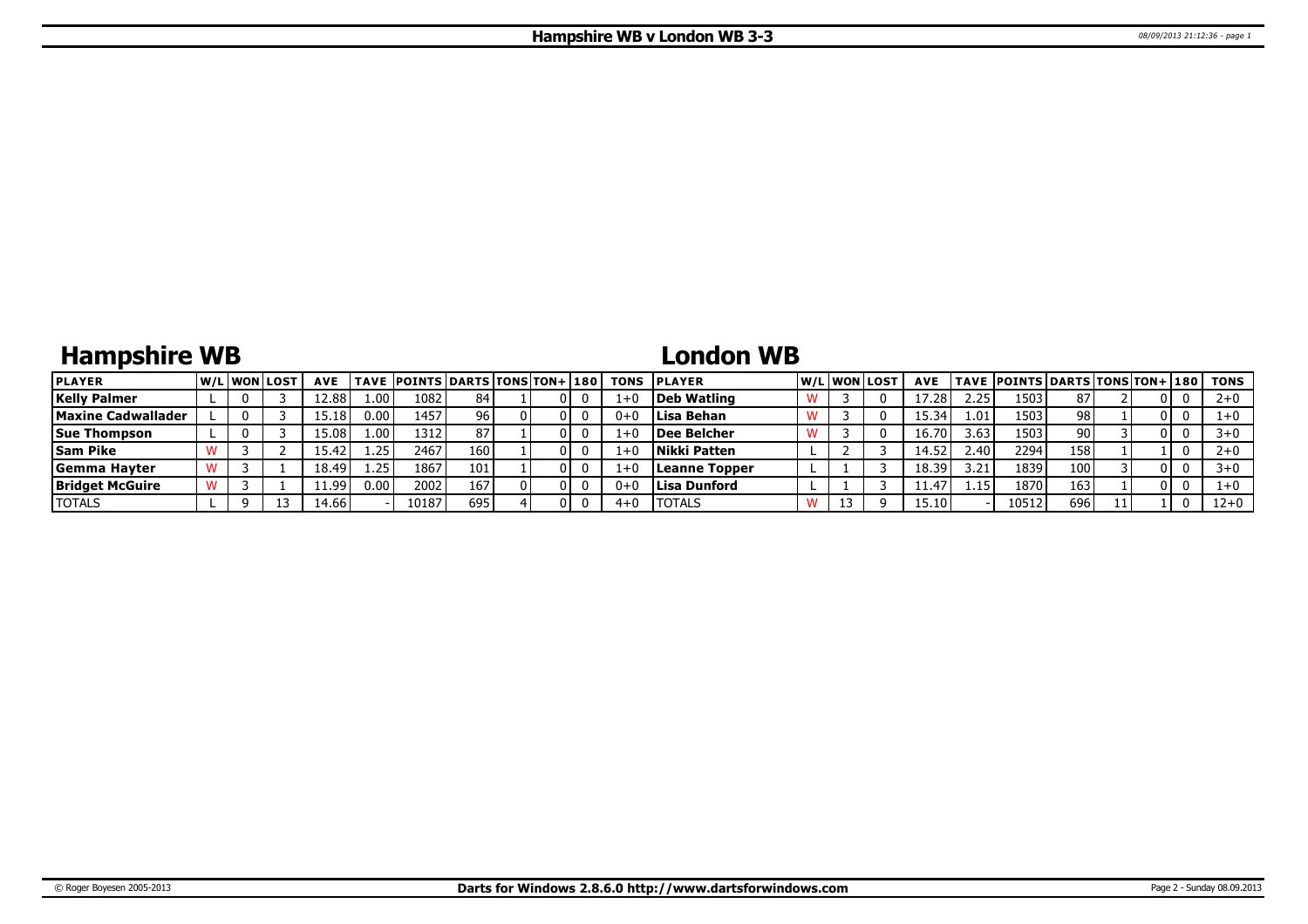# Hampshire WB v London WB 3-3

## Hampshire WB

| PLAYER | W/L | WON | LOST | AVE | TAVE | POINTS | DARTS | TONS | TON+ | 180 | TONS |
|---|---|---|---|---|---|---|---|---|---|---|---|
| Kelly Palmer | L | 0 | 3 | 12.88 | 1.00 | 1082 | 84 | 1 | 0 | 0 | 1+0 |
| Maxine Cadwallader | L | 0 | 3 | 15.18 | 0.00 | 1457 | 96 | 0 | 0 | 0 | 0+0 |
| Sue Thompson | L | 0 | 3 | 15.08 | 1.00 | 1312 | 87 | 1 | 0 | 0 | 1+0 |
| Sam Pike | W | 3 | 2 | 15.42 | 1.25 | 2467 | 160 | 1 | 0 | 0 | 1+0 |
| Gemma Hayter | W | 3 | 1 | 18.49 | 1.25 | 1867 | 101 | 1 | 0 | 0 | 1+0 |
| Bridget McGuire | W | 3 | 1 | 11.99 | 0.00 | 2002 | 167 | 0 | 0 | 0 | 0+0 |
| TOTALS | L | 9 | 13 | 14.66 | - | 10187 | 695 | 4 | 0 | 0 | 4+0 |

## London WB

| PLAYER | W/L | WON | LOST | AVE | TAVE | POINTS | DARTS | TONS | TON+ | 180 | TONS |
|---|---|---|---|---|---|---|---|---|---|---|---|
| Deb Watling | W | 3 | 0 | 17.28 | 2.25 | 1503 | 87 | 2 | 0 | 0 | 2+0 |
| Lisa Behan | W | 3 | 0 | 15.34 | 1.01 | 1503 | 98 | 1 | 0 | 0 | 1+0 |
| Dee Belcher | W | 3 | 0 | 16.70 | 3.63 | 1503 | 90 | 3 | 0 | 0 | 3+0 |
| Nikki Patten | L | 2 | 3 | 14.52 | 2.40 | 2294 | 158 | 1 | 1 | 0 | 2+0 |
| Leanne Topper | L | 1 | 3 | 18.39 | 3.21 | 1839 | 100 | 3 | 0 | 0 | 3+0 |
| Lisa Dunford | L | 1 | 3 | 11.47 | 1.15 | 1870 | 163 | 1 | 0 | 0 | 1+0 |
| TOTALS | W | 13 | 9 | 15.10 | - | 10512 | 696 | 11 | 1 | 0 | 12+0 |